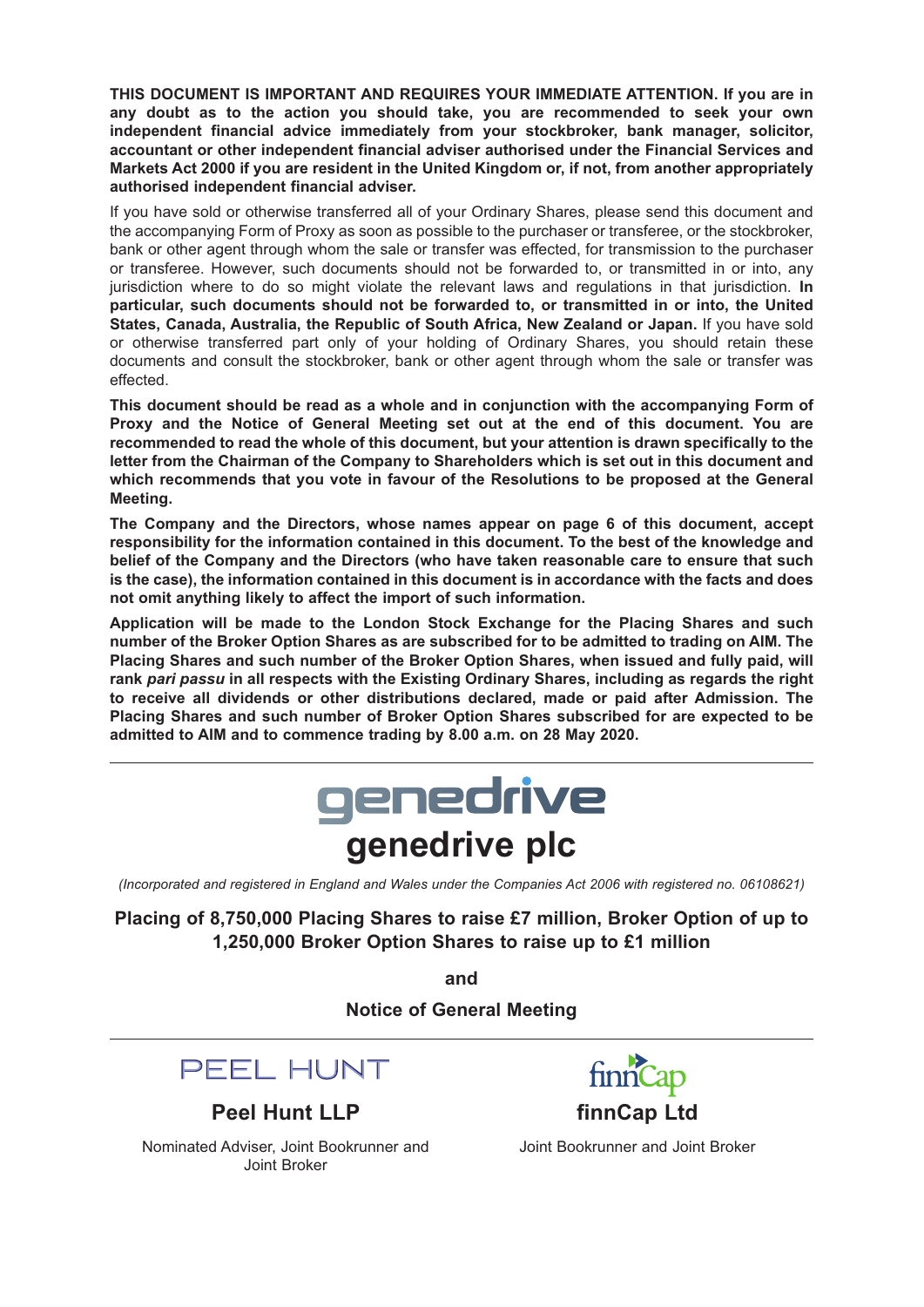**THIS DOCUMENT IS IMPORTANT AND REQUIRES YOUR IMMEDIATE ATTENTION. If you are in any doubt as to the action you should take, you are recommended to seek your own independent financial advice immediately from your stockbroker, bank manager, solicitor, accountant or other independent financial adviser authorised under the Financial Services and Markets Act 2000 if you are resident in the United Kingdom or, if not, from another appropriately authorised independent financial adviser.**

If you have sold or otherwise transferred all of your Ordinary Shares, please send this document and the accompanying Form of Proxy as soon as possible to the purchaser or transferee, or the stockbroker, bank or other agent through whom the sale or transfer was effected, for transmission to the purchaser or transferee. However, such documents should not be forwarded to, or transmitted in or into, any jurisdiction where to do so might violate the relevant laws and regulations in that jurisdiction. **In particular, such documents should not be forwarded to, or transmitted in or into, the United States, Canada, Australia, the Republic of South Africa, New Zealand or Japan.** If you have sold or otherwise transferred part only of your holding of Ordinary Shares, you should retain these documents and consult the stockbroker, bank or other agent through whom the sale or transfer was effected.

**This document should be read as a whole and in conjunction with the accompanying Form of Proxy and the Notice of General Meeting set out at the end of this document. You are recommended to read the whole of this document, but your attention is drawn specifically to the letter from the Chairman of the Company to Shareholders which is set out in this document and which recommends that you vote in favour of the Resolutions to be proposed at the General Meeting.**

**The Company and the Directors, whose names appear on page 6 of this document, accept responsibility for the information contained in this document. To the best of the knowledge and belief of the Company and the Directors (who have taken reasonable care to ensure that such is the case), the information contained in this document is in accordance with the facts and does not omit anything likely to affect the import of such information.**

**Application will be made to the London Stock Exchange for the Placing Shares and such number of the Broker Option Shares as are subscribed for to be admitted to trading on AIM. The Placing Shares and such number of the Broker Option Shares, when issued and fully paid, will rank *pari passu* in all respects with the Existing Ordinary Shares, including as regards the right to receive all dividends or other distributions declared, made or paid after Admission. The Placing Shares and such number of Broker Option Shares subscribed for are expected to be admitted to AIM and to commence trading by 8.00 a.m. on 28 May 2020.**

---

genedrive

# genedrive plc

*(Incorporated and registered in England and Wales under the Companies Act 2006 with registered no. 06108621)*

## Placing of 8,750,000 Placing Shares to raise £7 million, Broker Option of up to 1,250,000 Broker Option Shares to raise up to £1 million

**and**

**Notice of General Meeting**

---

PEEL HUNT

**Peel Hunt LLP**

Nominated Adviser, Joint Bookrunner and Joint Broker

finnCap

**finnCap Ltd**

Joint Bookrunner and Joint Broker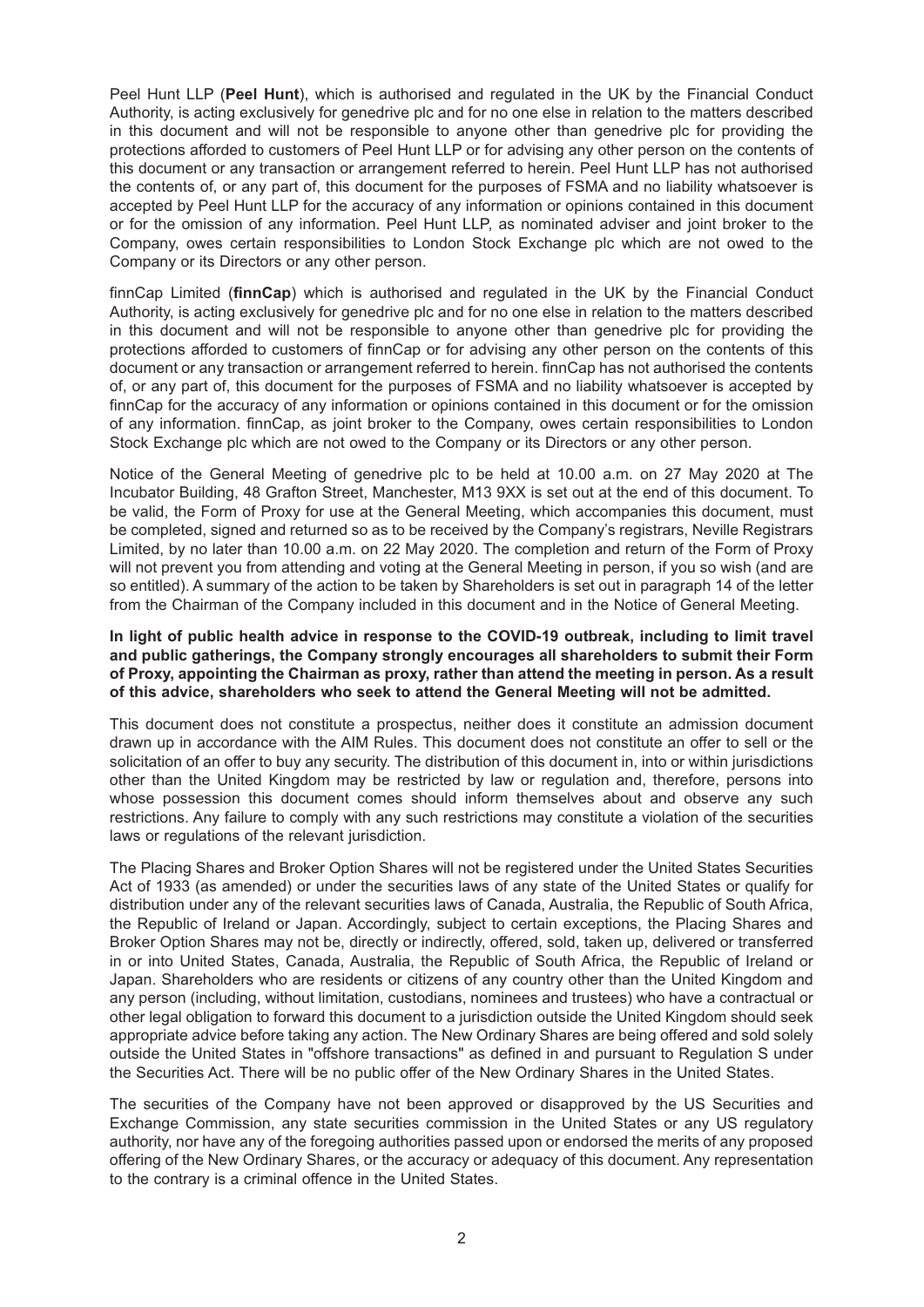Peel Hunt LLP (**Peel Hunt**), which is authorised and regulated in the UK by the Financial Conduct Authority, is acting exclusively for genedrive plc and for no one else in relation to the matters described in this document and will not be responsible to anyone other than genedrive plc for providing the protections afforded to customers of Peel Hunt LLP or for advising any other person on the contents of this document or any transaction or arrangement referred to herein. Peel Hunt LLP has not authorised the contents of, or any part of, this document for the purposes of FSMA and no liability whatsoever is accepted by Peel Hunt LLP for the accuracy of any information or opinions contained in this document or for the omission of any information. Peel Hunt LLP, as nominated adviser and joint broker to the Company, owes certain responsibilities to London Stock Exchange plc which are not owed to the Company or its Directors or any other person.

finnCap Limited (**finnCap**) which is authorised and regulated in the UK by the Financial Conduct Authority, is acting exclusively for genedrive plc and for no one else in relation to the matters described in this document and will not be responsible to anyone other than genedrive plc for providing the protections afforded to customers of finnCap or for advising any other person on the contents of this document or any transaction or arrangement referred to herein. finnCap has not authorised the contents of, or any part of, this document for the purposes of FSMA and no liability whatsoever is accepted by finnCap for the accuracy of any information or opinions contained in this document or for the omission of any information. finnCap, as joint broker to the Company, owes certain responsibilities to London Stock Exchange plc which are not owed to the Company or its Directors or any other person.

Notice of the General Meeting of genedrive plc to be held at 10.00 a.m. on 27 May 2020 at The Incubator Building, 48 Grafton Street, Manchester, M13 9XX is set out at the end of this document. To be valid, the Form of Proxy for use at the General Meeting, which accompanies this document, must be completed, signed and returned so as to be received by the Company's registrars, Neville Registrars Limited, by no later than 10.00 a.m. on 22 May 2020. The completion and return of the Form of Proxy will not prevent you from attending and voting at the General Meeting in person, if you so wish (and are so entitled). A summary of the action to be taken by Shareholders is set out in paragraph 14 of the letter from the Chairman of the Company included in this document and in the Notice of General Meeting.

**In light of public health advice in response to the COVID-19 outbreak, including to limit travel and public gatherings, the Company strongly encourages all shareholders to submit their Form of Proxy, appointing the Chairman as proxy, rather than attend the meeting in person. As a result of this advice, shareholders who seek to attend the General Meeting will not be admitted.**

This document does not constitute a prospectus, neither does it constitute an admission document drawn up in accordance with the AIM Rules. This document does not constitute an offer to sell or the solicitation of an offer to buy any security. The distribution of this document in, into or within jurisdictions other than the United Kingdom may be restricted by law or regulation and, therefore, persons into whose possession this document comes should inform themselves about and observe any such restrictions. Any failure to comply with any such restrictions may constitute a violation of the securities laws or regulations of the relevant jurisdiction.

The Placing Shares and Broker Option Shares will not be registered under the United States Securities Act of 1933 (as amended) or under the securities laws of any state of the United States or qualify for distribution under any of the relevant securities laws of Canada, Australia, the Republic of South Africa, the Republic of Ireland or Japan. Accordingly, subject to certain exceptions, the Placing Shares and Broker Option Shares may not be, directly or indirectly, offered, sold, taken up, delivered or transferred in or into United States, Canada, Australia, the Republic of South Africa, the Republic of Ireland or Japan. Shareholders who are residents or citizens of any country other than the United Kingdom and any person (including, without limitation, custodians, nominees and trustees) who have a contractual or other legal obligation to forward this document to a jurisdiction outside the United Kingdom should seek appropriate advice before taking any action. The New Ordinary Shares are being offered and sold solely outside the United States in "offshore transactions" as defined in and pursuant to Regulation S under the Securities Act. There will be no public offer of the New Ordinary Shares in the United States.

The securities of the Company have not been approved or disapproved by the US Securities and Exchange Commission, any state securities commission in the United States or any US regulatory authority, nor have any of the foregoing authorities passed upon or endorsed the merits of any proposed offering of the New Ordinary Shares, or the accuracy or adequacy of this document. Any representation to the contrary is a criminal offence in the United States.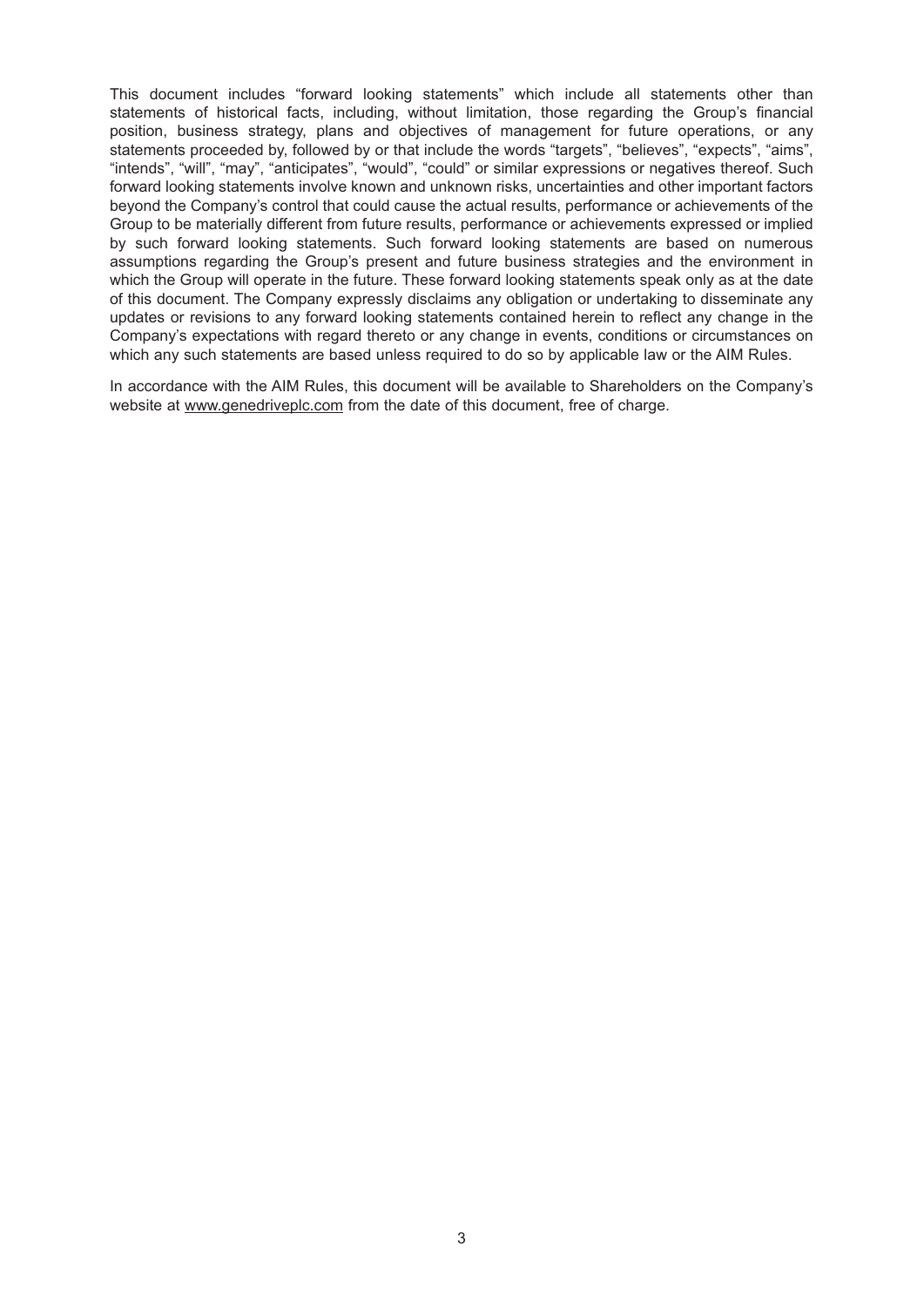This document includes "forward looking statements" which include all statements other than statements of historical facts, including, without limitation, those regarding the Group's financial position, business strategy, plans and objectives of management for future operations, or any statements proceeded by, followed by or that include the words "targets", "believes", "expects", "aims", "intends", "will", "may", "anticipates", "would", "could" or similar expressions or negatives thereof. Such forward looking statements involve known and unknown risks, uncertainties and other important factors beyond the Company's control that could cause the actual results, performance or achievements of the Group to be materially different from future results, performance or achievements expressed or implied by such forward looking statements. Such forward looking statements are based on numerous assumptions regarding the Group's present and future business strategies and the environment in which the Group will operate in the future. These forward looking statements speak only as at the date of this document. The Company expressly disclaims any obligation or undertaking to disseminate any updates or revisions to any forward looking statements contained herein to reflect any change in the Company's expectations with regard thereto or any change in events, conditions or circumstances on which any such statements are based unless required to do so by applicable law or the AIM Rules.

In accordance with the AIM Rules, this document will be available to Shareholders on the Company's website at www.genedriveplc.com from the date of this document, free of charge.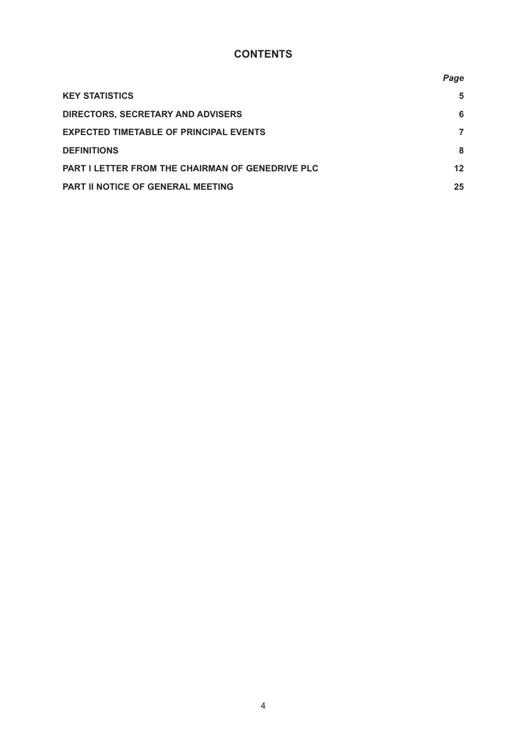# CONTENTS

| | *Page* |
|---|---|
| **KEY STATISTICS** | **5** |
| **DIRECTORS, SECRETARY AND ADVISERS** | **6** |
| **EXPECTED TIMETABLE OF PRINCIPAL EVENTS** | **7** |
| **DEFINITIONS** | **8** |
| **PART I LETTER FROM THE CHAIRMAN OF GENEDRIVE PLC** | **12** |
| **PART II NOTICE OF GENERAL MEETING** | **25** |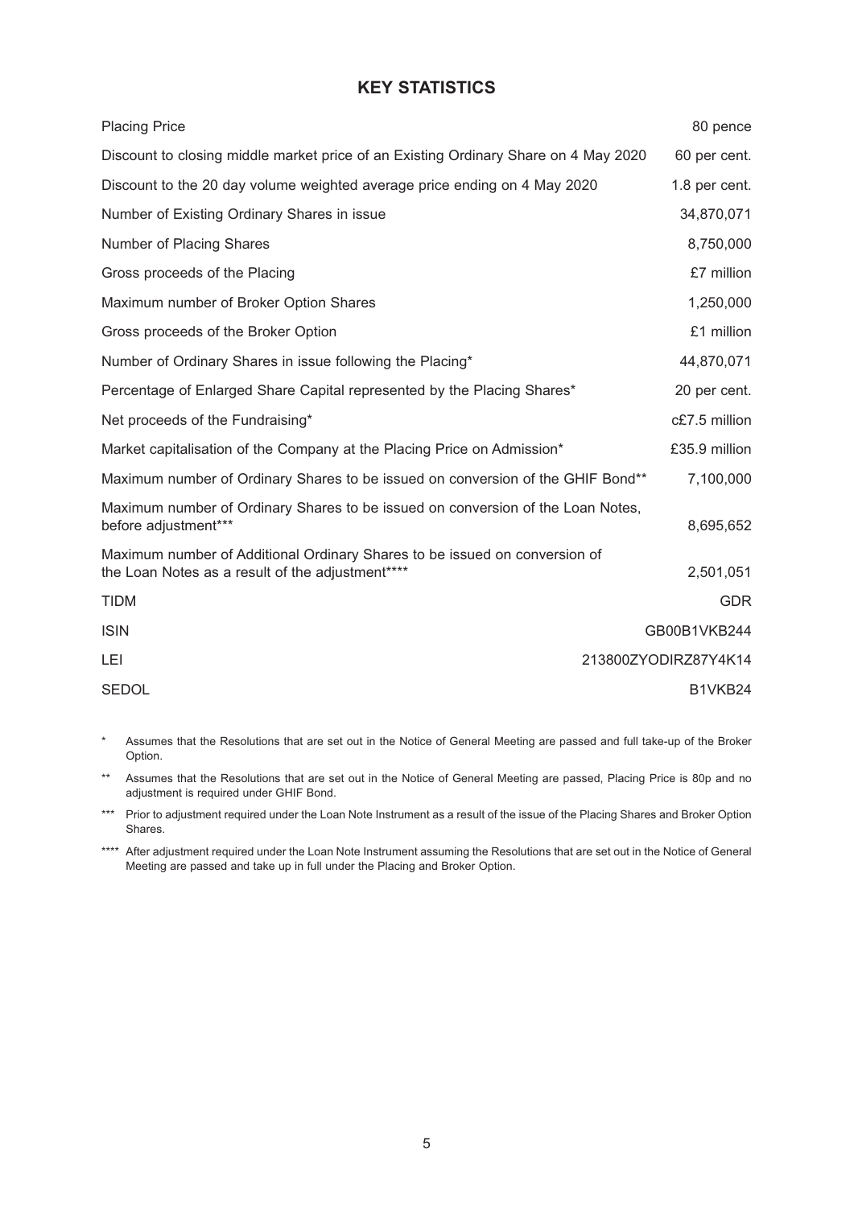## KEY STATISTICS

| | |
|---|---|
| Placing Price | 80 pence |
| Discount to closing middle market price of an Existing Ordinary Share on 4 May 2020 | 60 per cent. |
| Discount to the 20 day volume weighted average price ending on 4 May 2020 | 1.8 per cent. |
| Number of Existing Ordinary Shares in issue | 34,870,071 |
| Number of Placing Shares | 8,750,000 |
| Gross proceeds of the Placing | £7 million |
| Maximum number of Broker Option Shares | 1,250,000 |
| Gross proceeds of the Broker Option | £1 million |
| Number of Ordinary Shares in issue following the Placing* | 44,870,071 |
| Percentage of Enlarged Share Capital represented by the Placing Shares* | 20 per cent. |
| Net proceeds of the Fundraising* | c£7.5 million |
| Market capitalisation of the Company at the Placing Price on Admission* | £35.9 million |
| Maximum number of Ordinary Shares to be issued on conversion of the GHIF Bond** | 7,100,000 |
| Maximum number of Ordinary Shares to be issued on conversion of the Loan Notes, before adjustment*** | 8,695,652 |
| Maximum number of Additional Ordinary Shares to be issued on conversion of the Loan Notes as a result of the adjustment**** | 2,501,051 |
| TIDM | GDR |
| ISIN | GB00B1VKB244 |
| LEI | 213800ZYODIRZ87Y4K14 |
| SEDOL | B1VKB24 |

\* Assumes that the Resolutions that are set out in the Notice of General Meeting are passed and full take-up of the Broker Option.

\*\* Assumes that the Resolutions that are set out in the Notice of General Meeting are passed, Placing Price is 80p and no adjustment is required under GHIF Bond.

\*\*\* Prior to adjustment required under the Loan Note Instrument as a result of the issue of the Placing Shares and Broker Option Shares.

\*\*\*\* After adjustment required under the Loan Note Instrument assuming the Resolutions that are set out in the Notice of General Meeting are passed and take up in full under the Placing and Broker Option.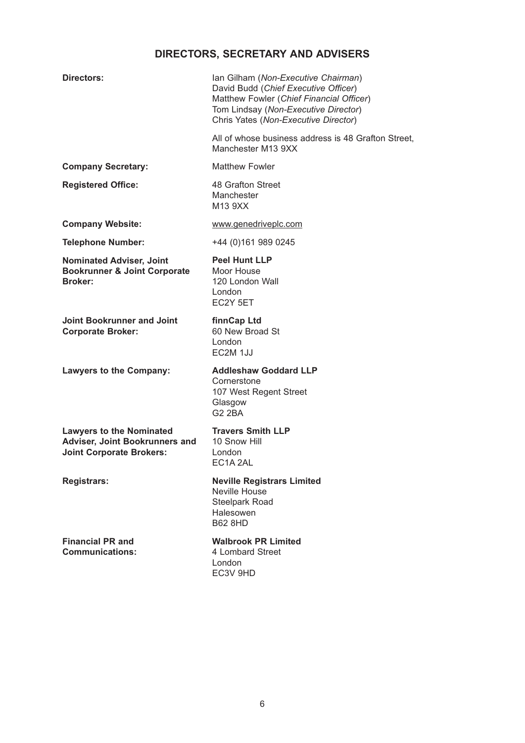# DIRECTORS, SECRETARY AND ADVISERS

| | |
|---|---|
| **Directors:** | Ian Gilham (*Non-Executive Chairman*)<br>David Budd (*Chief Executive Officer*)<br>Matthew Fowler (*Chief Financial Officer*)<br>Tom Lindsay (*Non-Executive Director*)<br>Chris Yates (*Non-Executive Director*)<br><br>All of whose business address is 48 Grafton Street, Manchester M13 9XX |
| **Company Secretary:** | Matthew Fowler |
| **Registered Office:** | 48 Grafton Street<br>Manchester<br>M13 9XX |
| **Company Website:** | www.genedriveplc.com |
| **Telephone Number:** | +44 (0)161 989 0245 |
| **Nominated Adviser, Joint Bookrunner & Joint Corporate Broker:** | **Peel Hunt LLP**<br>Moor House<br>120 London Wall<br>London<br>EC2Y 5ET |
| **Joint Bookrunner and Joint Corporate Broker:** | **finnCap Ltd**<br>60 New Broad St<br>London<br>EC2M 1JJ |
| **Lawyers to the Company:** | **Addleshaw Goddard LLP**<br>Cornerstone<br>107 West Regent Street<br>Glasgow<br>G2 2BA |
| **Lawyers to the Nominated Adviser, Joint Bookrunners and Joint Corporate Brokers:** | **Travers Smith LLP**<br>10 Snow Hill<br>London<br>EC1A 2AL |
| **Registrars:** | **Neville Registrars Limited**<br>Neville House<br>Steelpark Road<br>Halesowen<br>B62 8HD |
| **Financial PR and Communications:** | **Walbrook PR Limited**<br>4 Lombard Street<br>London<br>EC3V 9HD |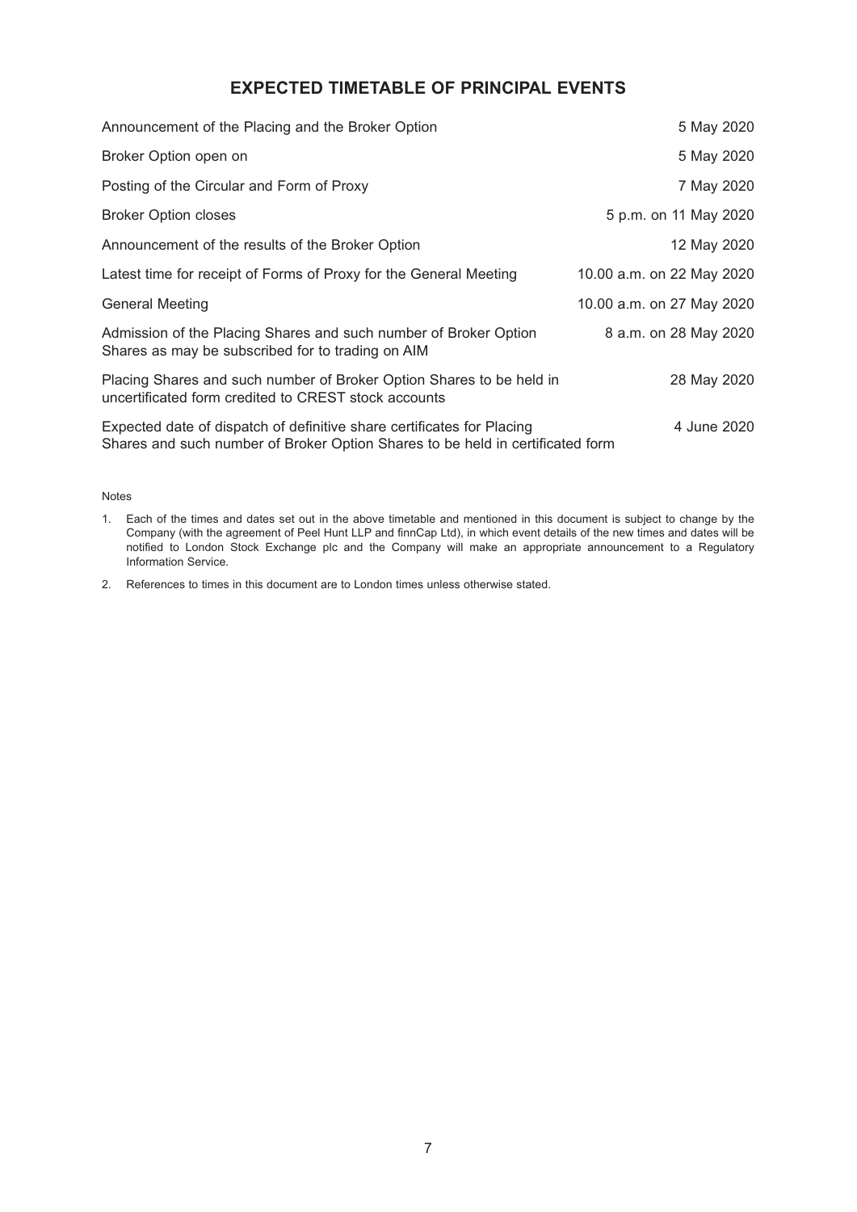# EXPECTED TIMETABLE OF PRINCIPAL EVENTS

| | |
|---|---|
| Announcement of the Placing and the Broker Option | 5 May 2020 |
| Broker Option open on | 5 May 2020 |
| Posting of the Circular and Form of Proxy | 7 May 2020 |
| Broker Option closes | 5 p.m. on 11 May 2020 |
| Announcement of the results of the Broker Option | 12 May 2020 |
| Latest time for receipt of Forms of Proxy for the General Meeting | 10.00 a.m. on 22 May 2020 |
| General Meeting | 10.00 a.m. on 27 May 2020 |
| Admission of the Placing Shares and such number of Broker Option Shares as may be subscribed for to trading on AIM | 8 a.m. on 28 May 2020 |
| Placing Shares and such number of Broker Option Shares to be held in uncertificated form credited to CREST stock accounts | 28 May 2020 |
| Expected date of dispatch of definitive share certificates for Placing Shares and such number of Broker Option Shares to be held in certificated form | 4 June 2020 |

Notes

1. Each of the times and dates set out in the above timetable and mentioned in this document is subject to change by the Company (with the agreement of Peel Hunt LLP and finnCap Ltd), in which event details of the new times and dates will be notified to London Stock Exchange plc and the Company will make an appropriate announcement to a Regulatory Information Service.
2. References to times in this document are to London times unless otherwise stated.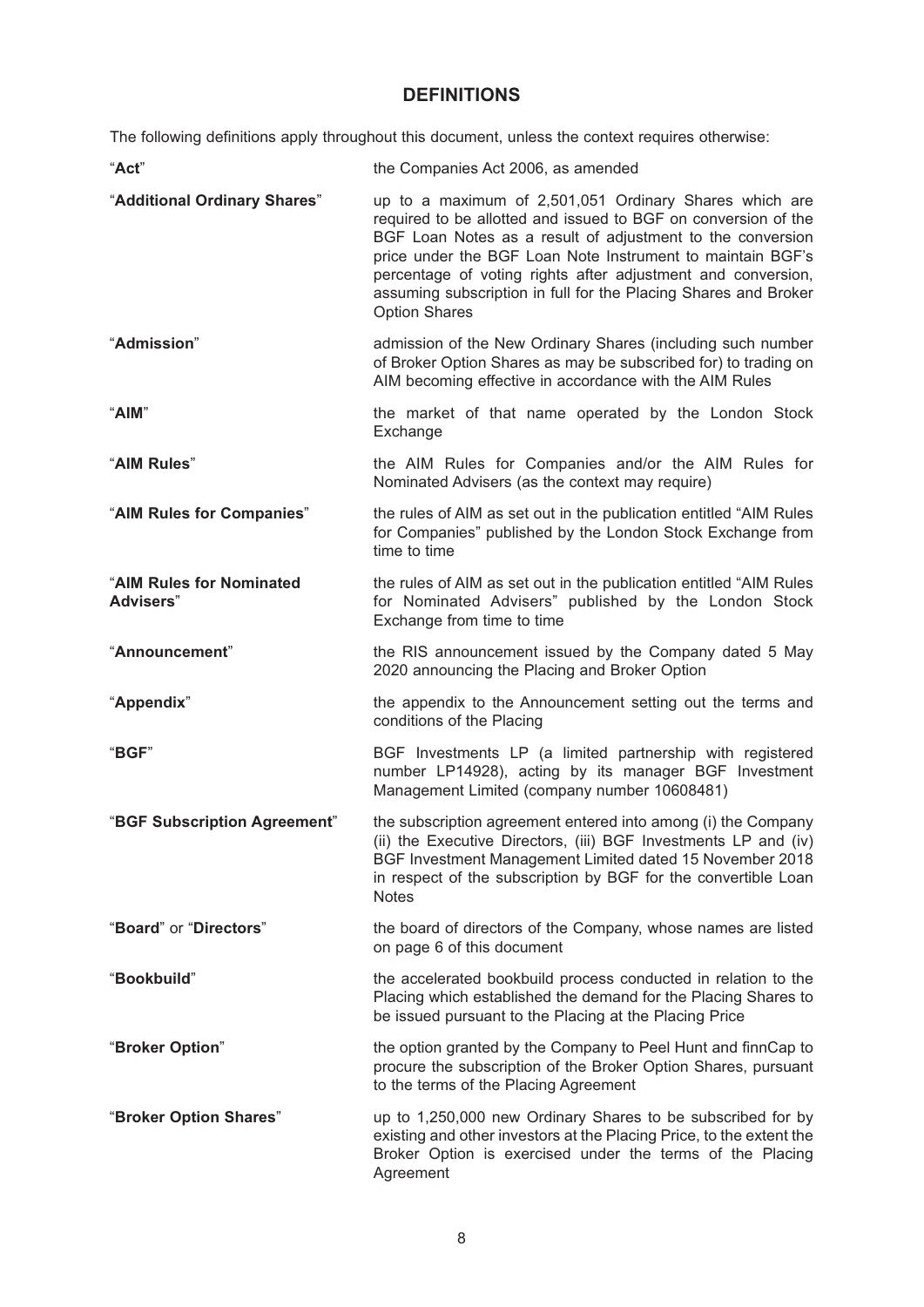## DEFINITIONS

The following definitions apply throughout this document, unless the context requires otherwise:

| | |
|---|---|
| "**Act**" | the Companies Act 2006, as amended |
| "**Additional Ordinary Shares**" | up to a maximum of 2,501,051 Ordinary Shares which are required to be allotted and issued to BGF on conversion of the BGF Loan Notes as a result of adjustment to the conversion price under the BGF Loan Note Instrument to maintain BGF's percentage of voting rights after adjustment and conversion, assuming subscription in full for the Placing Shares and Broker Option Shares |
| "**Admission**" | admission of the New Ordinary Shares (including such number of Broker Option Shares as may be subscribed for) to trading on AIM becoming effective in accordance with the AIM Rules |
| "**AIM**" | the market of that name operated by the London Stock Exchange |
| "**AIM Rules**" | the AIM Rules for Companies and/or the AIM Rules for Nominated Advisers (as the context may require) |
| "**AIM Rules for Companies**" | the rules of AIM as set out in the publication entitled "AIM Rules for Companies" published by the London Stock Exchange from time to time |
| "**AIM Rules for Nominated Advisers**" | the rules of AIM as set out in the publication entitled "AIM Rules for Nominated Advisers" published by the London Stock Exchange from time to time |
| "**Announcement**" | the RIS announcement issued by the Company dated 5 May 2020 announcing the Placing and Broker Option |
| "**Appendix**" | the appendix to the Announcement setting out the terms and conditions of the Placing |
| "**BGF**" | BGF Investments LP (a limited partnership with registered number LP14928), acting by its manager BGF Investment Management Limited (company number 10608481) |
| "**BGF Subscription Agreement**" | the subscription agreement entered into among (i) the Company (ii) the Executive Directors, (iii) BGF Investments LP and (iv) BGF Investment Management Limited dated 15 November 2018 in respect of the subscription by BGF for the convertible Loan Notes |
| "**Board**" or "**Directors**" | the board of directors of the Company, whose names are listed on page 6 of this document |
| "**Bookbuild**" | the accelerated bookbuild process conducted in relation to the Placing which established the demand for the Placing Shares to be issued pursuant to the Placing at the Placing Price |
| "**Broker Option**" | the option granted by the Company to Peel Hunt and finnCap to procure the subscription of the Broker Option Shares, pursuant to the terms of the Placing Agreement |
| "**Broker Option Shares**" | up to 1,250,000 new Ordinary Shares to be subscribed for by existing and other investors at the Placing Price, to the extent the Broker Option is exercised under the terms of the Placing Agreement |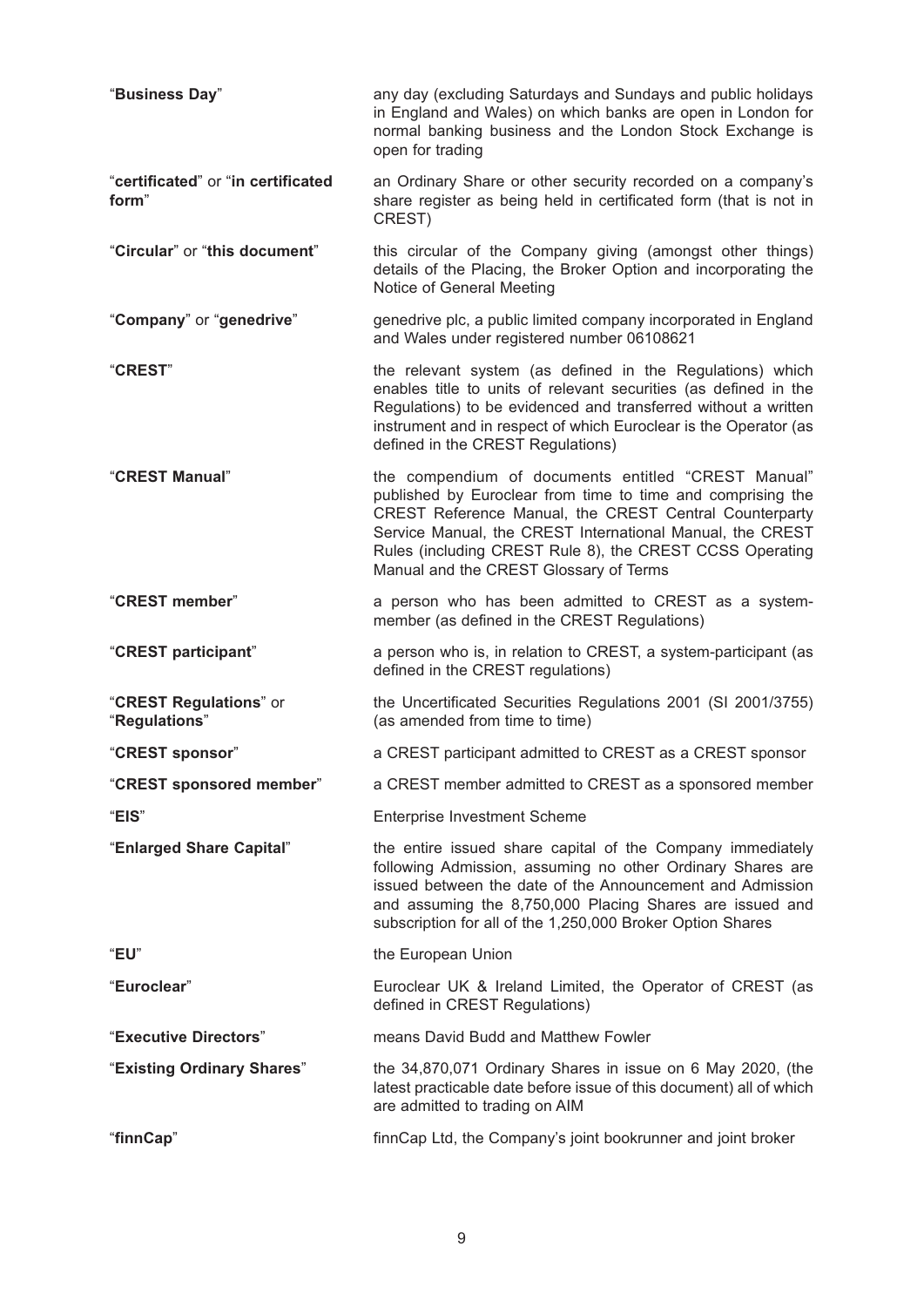| | |
|---|---|
| "**Business Day**" | any day (excluding Saturdays and Sundays and public holidays in England and Wales) on which banks are open in London for normal banking business and the London Stock Exchange is open for trading |
| "**certificated**" or "**in certificated form**" | an Ordinary Share or other security recorded on a company's share register as being held in certificated form (that is not in CREST) |
| "**Circular**" or "**this document**" | this circular of the Company giving (amongst other things) details of the Placing, the Broker Option and incorporating the Notice of General Meeting |
| "**Company**" or "**genedrive**" | genedrive plc, a public limited company incorporated in England and Wales under registered number 06108621 |
| "**CREST**" | the relevant system (as defined in the Regulations) which enables title to units of relevant securities (as defined in the Regulations) to be evidenced and transferred without a written instrument and in respect of which Euroclear is the Operator (as defined in the CREST Regulations) |
| "**CREST Manual**" | the compendium of documents entitled "CREST Manual" published by Euroclear from time to time and comprising the CREST Reference Manual, the CREST Central Counterparty Service Manual, the CREST International Manual, the CREST Rules (including CREST Rule 8), the CREST CCSS Operating Manual and the CREST Glossary of Terms |
| "**CREST member**" | a person who has been admitted to CREST as a system-member (as defined in the CREST Regulations) |
| "**CREST participant**" | a person who is, in relation to CREST, a system-participant (as defined in the CREST regulations) |
| "**CREST Regulations**" or "**Regulations**" | the Uncertificated Securities Regulations 2001 (SI 2001/3755) (as amended from time to time) |
| "**CREST sponsor**" | a CREST participant admitted to CREST as a CREST sponsor |
| "**CREST sponsored member**" | a CREST member admitted to CREST as a sponsored member |
| "**EIS**" | Enterprise Investment Scheme |
| "**Enlarged Share Capital**" | the entire issued share capital of the Company immediately following Admission, assuming no other Ordinary Shares are issued between the date of the Announcement and Admission and assuming the 8,750,000 Placing Shares are issued and subscription for all of the 1,250,000 Broker Option Shares |
| "**EU**" | the European Union |
| "**Euroclear**" | Euroclear UK & Ireland Limited, the Operator of CREST (as defined in CREST Regulations) |
| "**Executive Directors**" | means David Budd and Matthew Fowler |
| "**Existing Ordinary Shares**" | the 34,870,071 Ordinary Shares in issue on 6 May 2020, (the latest practicable date before issue of this document) all of which are admitted to trading on AIM |
| "**finnCap**" | finnCap Ltd, the Company's joint bookrunner and joint broker |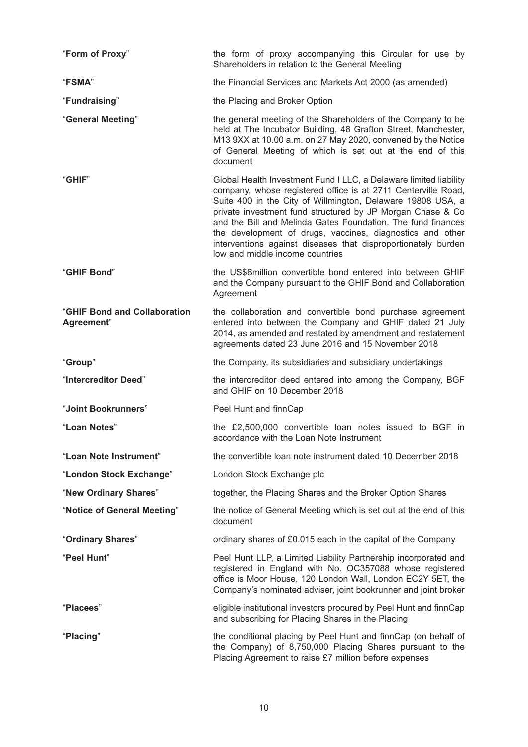| | |
|---|---|
| "**Form of Proxy**" | the form of proxy accompanying this Circular for use by Shareholders in relation to the General Meeting |
| "**FSMA**" | the Financial Services and Markets Act 2000 (as amended) |
| "**Fundraising**" | the Placing and Broker Option |
| "**General Meeting**" | the general meeting of the Shareholders of the Company to be held at The Incubator Building, 48 Grafton Street, Manchester, M13 9XX at 10.00 a.m. on 27 May 2020, convened by the Notice of General Meeting of which is set out at the end of this document |
| "**GHIF**" | Global Health Investment Fund I LLC, a Delaware limited liability company, whose registered office is at 2711 Centerville Road, Suite 400 in the City of Willmington, Delaware 19808 USA, a private investment fund structured by JP Morgan Chase & Co and the Bill and Melinda Gates Foundation. The fund finances the development of drugs, vaccines, diagnostics and other interventions against diseases that disproportionately burden low and middle income countries |
| "**GHIF Bond**" | the US$8million convertible bond entered into between GHIF and the Company pursuant to the GHIF Bond and Collaboration Agreement |
| "**GHIF Bond and Collaboration Agreement**" | the collaboration and convertible bond purchase agreement entered into between the Company and GHIF dated 21 July 2014, as amended and restated by amendment and restatement agreements dated 23 June 2016 and 15 November 2018 |
| "**Group**" | the Company, its subsidiaries and subsidiary undertakings |
| "**Intercreditor Deed**" | the intercreditor deed entered into among the Company, BGF and GHIF on 10 December 2018 |
| "**Joint Bookrunners**" | Peel Hunt and finnCap |
| "**Loan Notes**" | the £2,500,000 convertible loan notes issued to BGF in accordance with the Loan Note Instrument |
| "**Loan Note Instrument**" | the convertible loan note instrument dated 10 December 2018 |
| "**London Stock Exchange**" | London Stock Exchange plc |
| "**New Ordinary Shares**" | together, the Placing Shares and the Broker Option Shares |
| "**Notice of General Meeting**" | the notice of General Meeting which is set out at the end of this document |
| "**Ordinary Shares**" | ordinary shares of £0.015 each in the capital of the Company |
| "**Peel Hunt**" | Peel Hunt LLP, a Limited Liability Partnership incorporated and registered in England with No. OC357088 whose registered office is Moor House, 120 London Wall, London EC2Y 5ET, the Company's nominated adviser, joint bookrunner and joint broker |
| "**Placees**" | eligible institutional investors procured by Peel Hunt and finnCap and subscribing for Placing Shares in the Placing |
| "**Placing**" | the conditional placing by Peel Hunt and finnCap (on behalf of the Company) of 8,750,000 Placing Shares pursuant to the Placing Agreement to raise £7 million before expenses |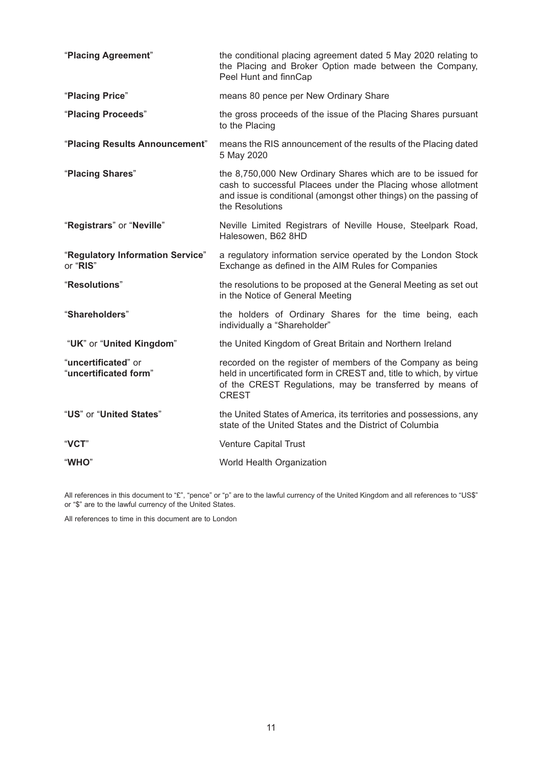| | |
|---|---|
| "**Placing Agreement**" | the conditional placing agreement dated 5 May 2020 relating to the Placing and Broker Option made between the Company, Peel Hunt and finnCap |
| "**Placing Price**" | means 80 pence per New Ordinary Share |
| "**Placing Proceeds**" | the gross proceeds of the issue of the Placing Shares pursuant to the Placing |
| "**Placing Results Announcement**" | means the RIS announcement of the results of the Placing dated 5 May 2020 |
| "**Placing Shares**" | the 8,750,000 New Ordinary Shares which are to be issued for cash to successful Placees under the Placing whose allotment and issue is conditional (amongst other things) on the passing of the Resolutions |
| "**Registrars**" or "**Neville**" | Neville Limited Registrars of Neville House, Steelpark Road, Halesowen, B62 8HD |
| "**Regulatory Information Service**" or "**RIS**" | a regulatory information service operated by the London Stock Exchange as defined in the AIM Rules for Companies |
| "**Resolutions**" | the resolutions to be proposed at the General Meeting as set out in the Notice of General Meeting |
| "**Shareholders**" | the holders of Ordinary Shares for the time being, each individually a "Shareholder" |
| "**UK**" or "**United Kingdom**" | the United Kingdom of Great Britain and Northern Ireland |
| "**uncertificated**" or "**uncertificated form**" | recorded on the register of members of the Company as being held in uncertificated form in CREST and, title to which, by virtue of the CREST Regulations, may be transferred by means of CREST |
| "**US**" or "**United States**" | the United States of America, its territories and possessions, any state of the United States and the District of Columbia |
| "**VCT**" | Venture Capital Trust |
| "**WHO**" | World Health Organization |

All references in this document to "£", "pence" or "p" are to the lawful currency of the United Kingdom and all references to "US$" or "$" are to the lawful currency of the United States.

All references to time in this document are to London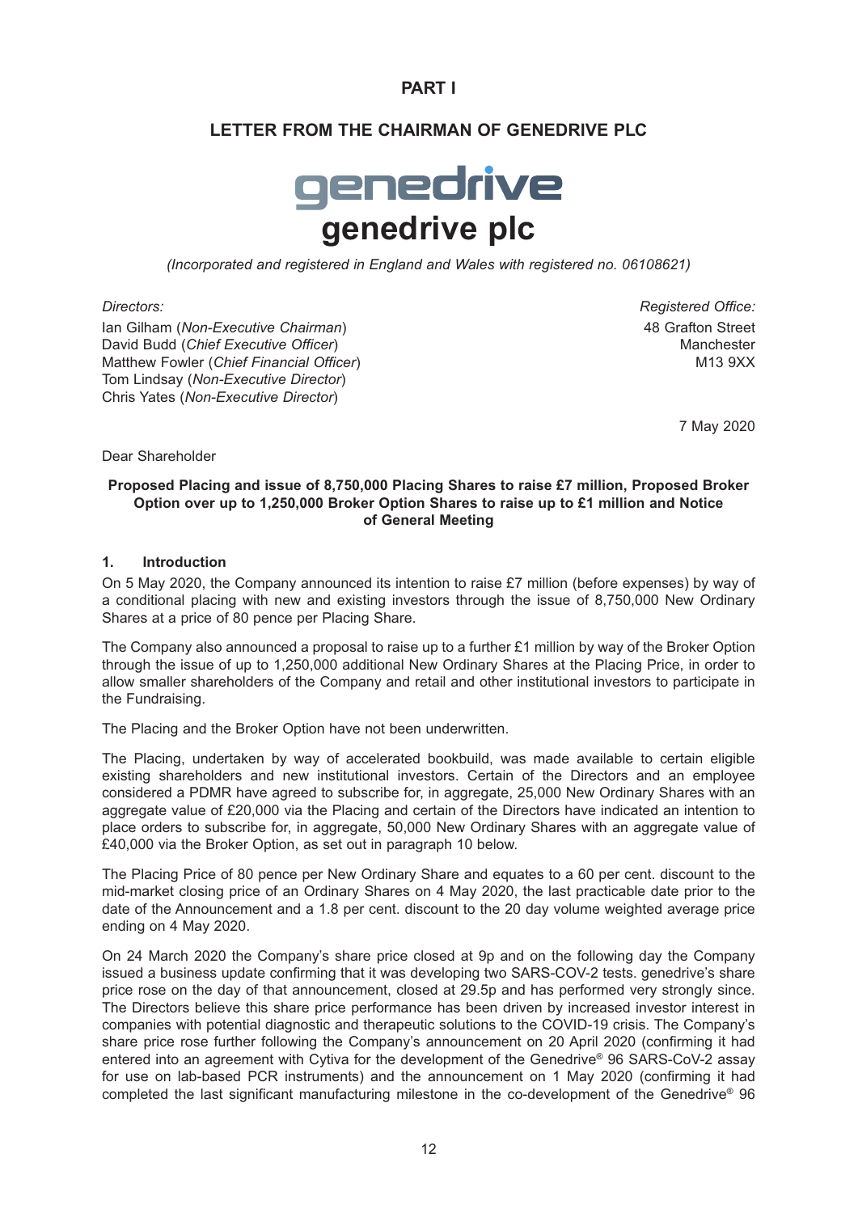# PART I

## LETTER FROM THE CHAIRMAN OF GENEDRIVE PLC

**genedrive plc**

*(Incorporated and registered in England and Wales with registered no. 06108621)*

*Directors:*
Ian Gilham (*Non-Executive Chairman*)
David Budd (*Chief Executive Officer*)
Matthew Fowler (*Chief Financial Officer*)
Tom Lindsay (*Non-Executive Director*)
Chris Yates (*Non-Executive Director*)

*Registered Office:*
48 Grafton Street
Manchester
M13 9XX

7 May 2020

Dear Shareholder

**Proposed Placing and issue of 8,750,000 Placing Shares to raise £7 million, Proposed Broker Option over up to 1,250,000 Broker Option Shares to raise up to £1 million and Notice of General Meeting**

### 1. Introduction

On 5 May 2020, the Company announced its intention to raise £7 million (before expenses) by way of a conditional placing with new and existing investors through the issue of 8,750,000 New Ordinary Shares at a price of 80 pence per Placing Share.

The Company also announced a proposal to raise up to a further £1 million by way of the Broker Option through the issue of up to 1,250,000 additional New Ordinary Shares at the Placing Price, in order to allow smaller shareholders of the Company and retail and other institutional investors to participate in the Fundraising.

The Placing and the Broker Option have not been underwritten.

The Placing, undertaken by way of accelerated bookbuild, was made available to certain eligible existing shareholders and new institutional investors. Certain of the Directors and an employee considered a PDMR have agreed to subscribe for, in aggregate, 25,000 New Ordinary Shares with an aggregate value of £20,000 via the Placing and certain of the Directors have indicated an intention to place orders to subscribe for, in aggregate, 50,000 New Ordinary Shares with an aggregate value of £40,000 via the Broker Option, as set out in paragraph 10 below.

The Placing Price of 80 pence per New Ordinary Share and equates to a 60 per cent. discount to the mid-market closing price of an Ordinary Shares on 4 May 2020, the last practicable date prior to the date of the Announcement and a 1.8 per cent. discount to the 20 day volume weighted average price ending on 4 May 2020.

On 24 March 2020 the Company's share price closed at 9p and on the following day the Company issued a business update confirming that it was developing two SARS-COV-2 tests. genedrive's share price rose on the day of that announcement, closed at 29.5p and has performed very strongly since. The Directors believe this share price performance has been driven by increased investor interest in companies with potential diagnostic and therapeutic solutions to the COVID-19 crisis. The Company's share price rose further following the Company's announcement on 20 April 2020 (confirming it had entered into an agreement with Cytiva for the development of the Genedrive® 96 SARS-CoV-2 assay for use on lab-based PCR instruments) and the announcement on 1 May 2020 (confirming it had completed the last significant manufacturing milestone in the co-development of the Genedrive® 96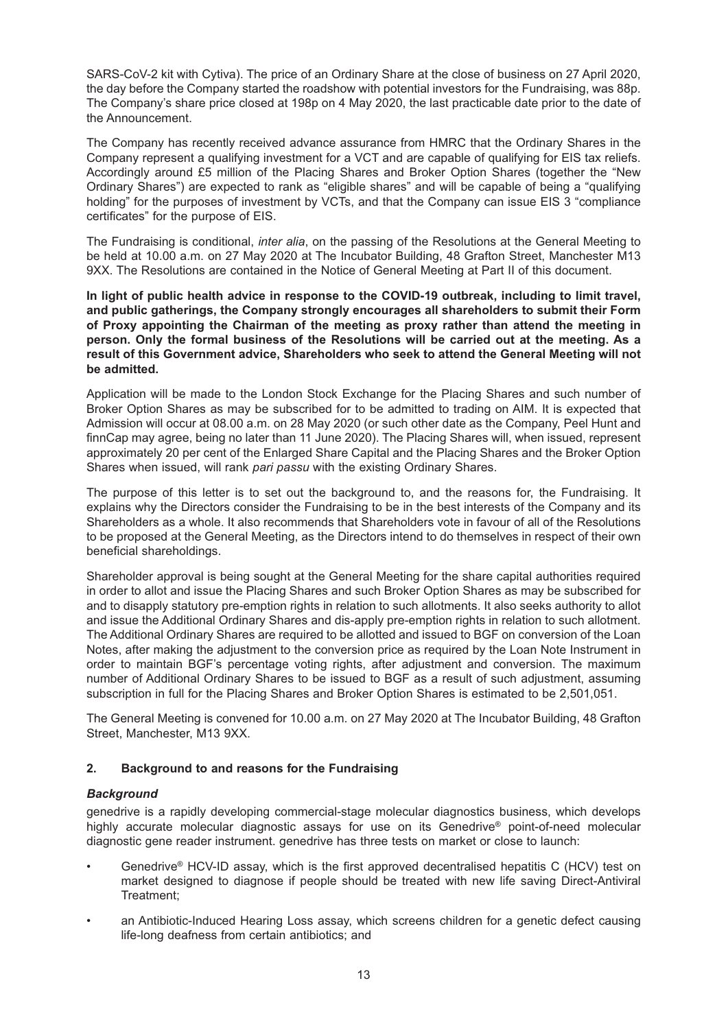SARS-CoV-2 kit with Cytiva). The price of an Ordinary Share at the close of business on 27 April 2020, the day before the Company started the roadshow with potential investors for the Fundraising, was 88p. The Company's share price closed at 198p on 4 May 2020, the last practicable date prior to the date of the Announcement.

The Company has recently received advance assurance from HMRC that the Ordinary Shares in the Company represent a qualifying investment for a VCT and are capable of qualifying for EIS tax reliefs. Accordingly around £5 million of the Placing Shares and Broker Option Shares (together the "New Ordinary Shares") are expected to rank as "eligible shares" and will be capable of being a "qualifying holding" for the purposes of investment by VCTs, and that the Company can issue EIS 3 "compliance certificates" for the purpose of EIS.

The Fundraising is conditional, *inter alia*, on the passing of the Resolutions at the General Meeting to be held at 10.00 a.m. on 27 May 2020 at The Incubator Building, 48 Grafton Street, Manchester M13 9XX. The Resolutions are contained in the Notice of General Meeting at Part II of this document.

**In light of public health advice in response to the COVID-19 outbreak, including to limit travel, and public gatherings, the Company strongly encourages all shareholders to submit their Form of Proxy appointing the Chairman of the meeting as proxy rather than attend the meeting in person. Only the formal business of the Resolutions will be carried out at the meeting. As a result of this Government advice, Shareholders who seek to attend the General Meeting will not be admitted.**

Application will be made to the London Stock Exchange for the Placing Shares and such number of Broker Option Shares as may be subscribed for to be admitted to trading on AIM. It is expected that Admission will occur at 08.00 a.m. on 28 May 2020 (or such other date as the Company, Peel Hunt and finnCap may agree, being no later than 11 June 2020). The Placing Shares will, when issued, represent approximately 20 per cent of the Enlarged Share Capital and the Placing Shares and the Broker Option Shares when issued, will rank *pari passu* with the existing Ordinary Shares.

The purpose of this letter is to set out the background to, and the reasons for, the Fundraising. It explains why the Directors consider the Fundraising to be in the best interests of the Company and its Shareholders as a whole. It also recommends that Shareholders vote in favour of all of the Resolutions to be proposed at the General Meeting, as the Directors intend to do themselves in respect of their own beneficial shareholdings.

Shareholder approval is being sought at the General Meeting for the share capital authorities required in order to allot and issue the Placing Shares and such Broker Option Shares as may be subscribed for and to disapply statutory pre-emption rights in relation to such allotments. It also seeks authority to allot and issue the Additional Ordinary Shares and dis-apply pre-emption rights in relation to such allotment. The Additional Ordinary Shares are required to be allotted and issued to BGF on conversion of the Loan Notes, after making the adjustment to the conversion price as required by the Loan Note Instrument in order to maintain BGF's percentage voting rights, after adjustment and conversion. The maximum number of Additional Ordinary Shares to be issued to BGF as a result of such adjustment, assuming subscription in full for the Placing Shares and Broker Option Shares is estimated to be 2,501,051.

The General Meeting is convened for 10.00 a.m. on 27 May 2020 at The Incubator Building, 48 Grafton Street, Manchester, M13 9XX.

## 2. Background to and reasons for the Fundraising

### *Background*

genedrive is a rapidly developing commercial-stage molecular diagnostics business, which develops highly accurate molecular diagnostic assays for use on its Genedrive® point-of-need molecular diagnostic gene reader instrument. genedrive has three tests on market or close to launch:

- Genedrive® HCV-ID assay, which is the first approved decentralised hepatitis C (HCV) test on market designed to diagnose if people should be treated with new life saving Direct-Antiviral Treatment;
- an Antibiotic-Induced Hearing Loss assay, which screens children for a genetic defect causing life-long deafness from certain antibiotics; and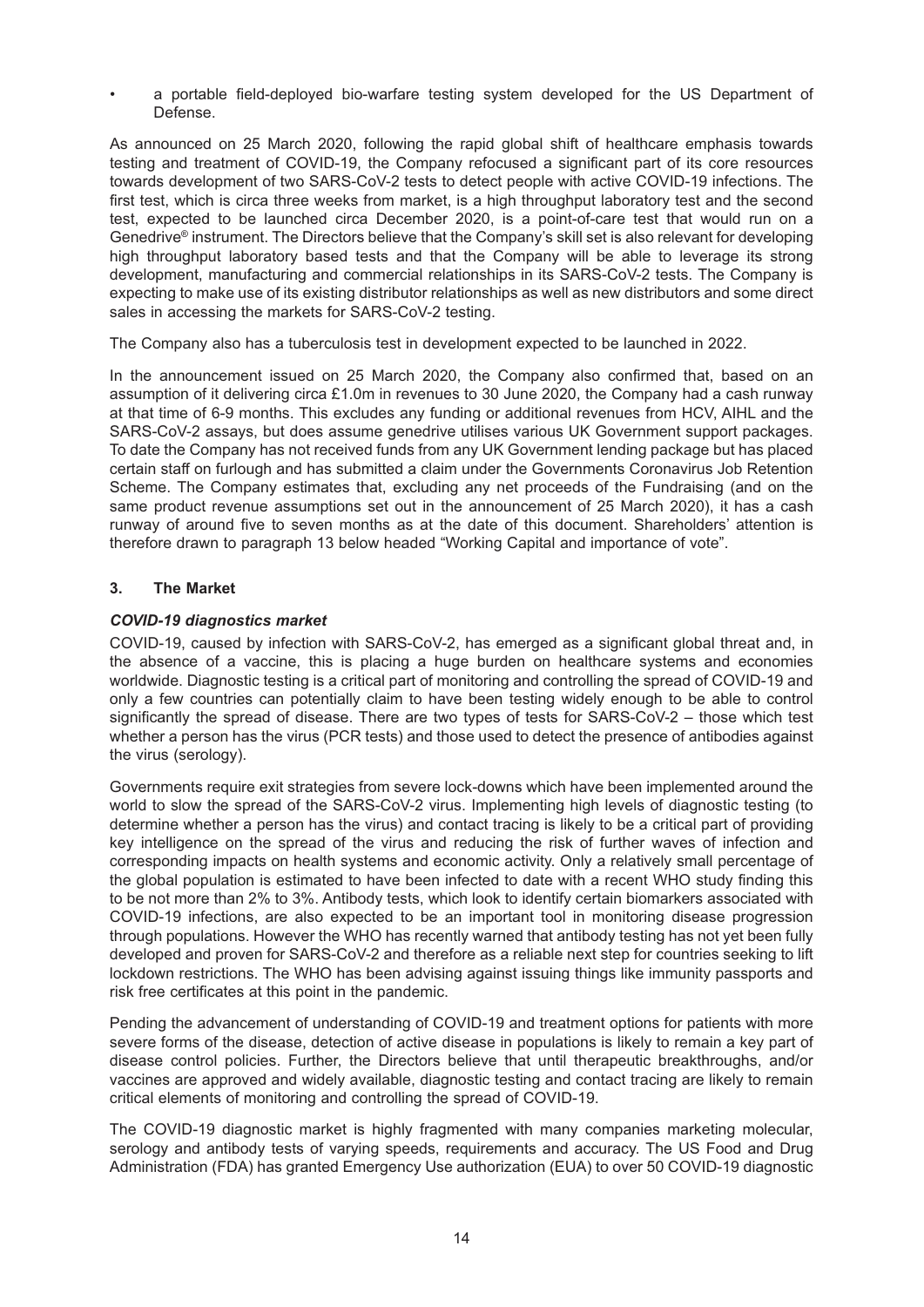- a portable field-deployed bio-warfare testing system developed for the US Department of Defense.

As announced on 25 March 2020, following the rapid global shift of healthcare emphasis towards testing and treatment of COVID-19, the Company refocused a significant part of its core resources towards development of two SARS-CoV-2 tests to detect people with active COVID-19 infections. The first test, which is circa three weeks from market, is a high throughput laboratory test and the second test, expected to be launched circa December 2020, is a point-of-care test that would run on a Genedrive® instrument. The Directors believe that the Company's skill set is also relevant for developing high throughput laboratory based tests and that the Company will be able to leverage its strong development, manufacturing and commercial relationships in its SARS-CoV-2 tests. The Company is expecting to make use of its existing distributor relationships as well as new distributors and some direct sales in accessing the markets for SARS-CoV-2 testing.

The Company also has a tuberculosis test in development expected to be launched in 2022.

In the announcement issued on 25 March 2020, the Company also confirmed that, based on an assumption of it delivering circa £1.0m in revenues to 30 June 2020, the Company had a cash runway at that time of 6-9 months. This excludes any funding or additional revenues from HCV, AIHL and the SARS-CoV-2 assays, but does assume genedrive utilises various UK Government support packages. To date the Company has not received funds from any UK Government lending package but has placed certain staff on furlough and has submitted a claim under the Governments Coronavirus Job Retention Scheme. The Company estimates that, excluding any net proceeds of the Fundraising (and on the same product revenue assumptions set out in the announcement of 25 March 2020), it has a cash runway of around five to seven months as at the date of this document. Shareholders' attention is therefore drawn to paragraph 13 below headed "Working Capital and importance of vote".

## 3. The Market

### *COVID-19 diagnostics market*

COVID-19, caused by infection with SARS-CoV-2, has emerged as a significant global threat and, in the absence of a vaccine, this is placing a huge burden on healthcare systems and economies worldwide. Diagnostic testing is a critical part of monitoring and controlling the spread of COVID-19 and only a few countries can potentially claim to have been testing widely enough to be able to control significantly the spread of disease. There are two types of tests for SARS-CoV-2 – those which test whether a person has the virus (PCR tests) and those used to detect the presence of antibodies against the virus (serology).

Governments require exit strategies from severe lock-downs which have been implemented around the world to slow the spread of the SARS-CoV-2 virus. Implementing high levels of diagnostic testing (to determine whether a person has the virus) and contact tracing is likely to be a critical part of providing key intelligence on the spread of the virus and reducing the risk of further waves of infection and corresponding impacts on health systems and economic activity. Only a relatively small percentage of the global population is estimated to have been infected to date with a recent WHO study finding this to be not more than 2% to 3%. Antibody tests, which look to identify certain biomarkers associated with COVID-19 infections, are also expected to be an important tool in monitoring disease progression through populations. However the WHO has recently warned that antibody testing has not yet been fully developed and proven for SARS-CoV-2 and therefore as a reliable next step for countries seeking to lift lockdown restrictions. The WHO has been advising against issuing things like immunity passports and risk free certificates at this point in the pandemic.

Pending the advancement of understanding of COVID-19 and treatment options for patients with more severe forms of the disease, detection of active disease in populations is likely to remain a key part of disease control policies. Further, the Directors believe that until therapeutic breakthroughs, and/or vaccines are approved and widely available, diagnostic testing and contact tracing are likely to remain critical elements of monitoring and controlling the spread of COVID-19.

The COVID-19 diagnostic market is highly fragmented with many companies marketing molecular, serology and antibody tests of varying speeds, requirements and accuracy. The US Food and Drug Administration (FDA) has granted Emergency Use authorization (EUA) to over 50 COVID-19 diagnostic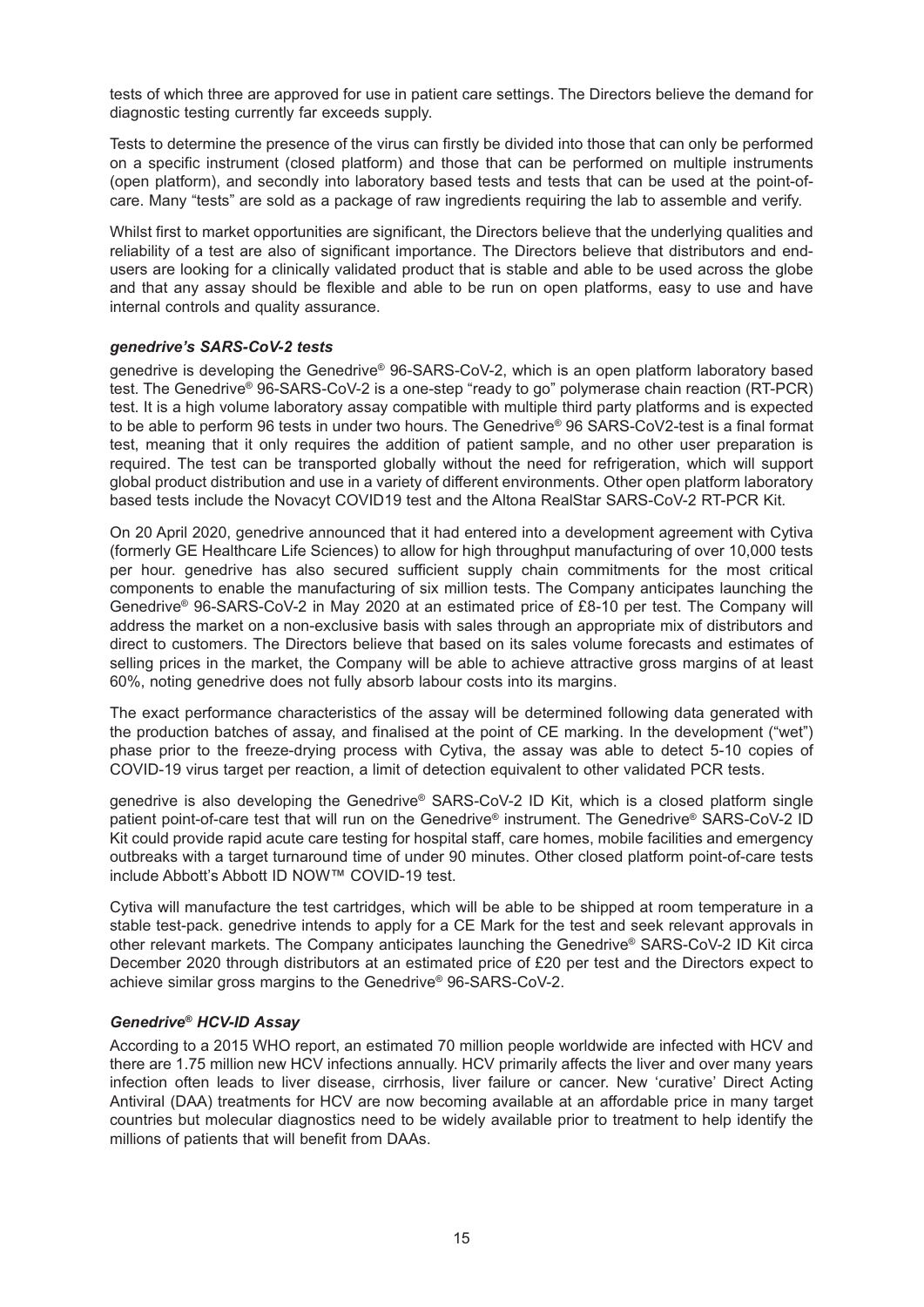tests of which three are approved for use in patient care settings. The Directors believe the demand for diagnostic testing currently far exceeds supply.

Tests to determine the presence of the virus can firstly be divided into those that can only be performed on a specific instrument (closed platform) and those that can be performed on multiple instruments (open platform), and secondly into laboratory based tests and tests that can be used at the point-of-care. Many "tests" are sold as a package of raw ingredients requiring the lab to assemble and verify.

Whilst first to market opportunities are significant, the Directors believe that the underlying qualities and reliability of a test are also of significant importance. The Directors believe that distributors and end-users are looking for a clinically validated product that is stable and able to be used across the globe and that any assay should be flexible and able to be run on open platforms, easy to use and have internal controls and quality assurance.

***genedrive's SARS-CoV-2 tests***

genedrive is developing the Genedrive® 96-SARS-CoV-2, which is an open platform laboratory based test. The Genedrive® 96-SARS-CoV-2 is a one-step "ready to go" polymerase chain reaction (RT-PCR) test. It is a high volume laboratory assay compatible with multiple third party platforms and is expected to be able to perform 96 tests in under two hours. The Genedrive® 96 SARS-CoV2-test is a final format test, meaning that it only requires the addition of patient sample, and no other user preparation is required. The test can be transported globally without the need for refrigeration, which will support global product distribution and use in a variety of different environments. Other open platform laboratory based tests include the Novacyt COVID19 test and the Altona RealStar SARS-CoV-2 RT-PCR Kit.

On 20 April 2020, genedrive announced that it had entered into a development agreement with Cytiva (formerly GE Healthcare Life Sciences) to allow for high throughput manufacturing of over 10,000 tests per hour. genedrive has also secured sufficient supply chain commitments for the most critical components to enable the manufacturing of six million tests. The Company anticipates launching the Genedrive® 96-SARS-CoV-2 in May 2020 at an estimated price of £8-10 per test. The Company will address the market on a non-exclusive basis with sales through an appropriate mix of distributors and direct to customers. The Directors believe that based on its sales volume forecasts and estimates of selling prices in the market, the Company will be able to achieve attractive gross margins of at least 60%, noting genedrive does not fully absorb labour costs into its margins.

The exact performance characteristics of the assay will be determined following data generated with the production batches of assay, and finalised at the point of CE marking. In the development ("wet") phase prior to the freeze-drying process with Cytiva, the assay was able to detect 5-10 copies of COVID-19 virus target per reaction, a limit of detection equivalent to other validated PCR tests.

genedrive is also developing the Genedrive® SARS-CoV-2 ID Kit, which is a closed platform single patient point-of-care test that will run on the Genedrive® instrument. The Genedrive® SARS-CoV-2 ID Kit could provide rapid acute care testing for hospital staff, care homes, mobile facilities and emergency outbreaks with a target turnaround time of under 90 minutes. Other closed platform point-of-care tests include Abbott's Abbott ID NOW™ COVID-19 test.

Cytiva will manufacture the test cartridges, which will be able to be shipped at room temperature in a stable test-pack. genedrive intends to apply for a CE Mark for the test and seek relevant approvals in other relevant markets. The Company anticipates launching the Genedrive® SARS-CoV-2 ID Kit circa December 2020 through distributors at an estimated price of £20 per test and the Directors expect to achieve similar gross margins to the Genedrive® 96-SARS-CoV-2.

***Genedrive® HCV-ID Assay***

According to a 2015 WHO report, an estimated 70 million people worldwide are infected with HCV and there are 1.75 million new HCV infections annually. HCV primarily affects the liver and over many years infection often leads to liver disease, cirrhosis, liver failure or cancer. New 'curative' Direct Acting Antiviral (DAA) treatments for HCV are now becoming available at an affordable price in many target countries but molecular diagnostics need to be widely available prior to treatment to help identify the millions of patients that will benefit from DAAs.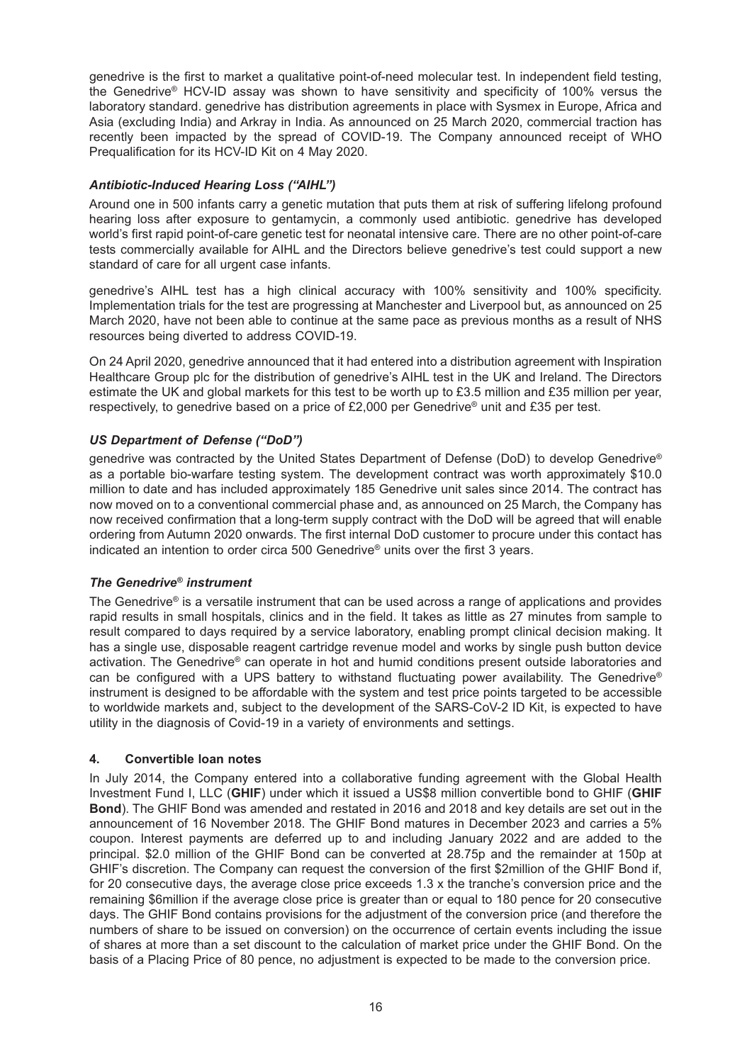genedrive is the first to market a qualitative point-of-need molecular test. In independent field testing, the Genedrive® HCV-ID assay was shown to have sensitivity and specificity of 100% versus the laboratory standard. genedrive has distribution agreements in place with Sysmex in Europe, Africa and Asia (excluding India) and Arkray in India. As announced on 25 March 2020, commercial traction has recently been impacted by the spread of COVID-19. The Company announced receipt of WHO Prequalification for its HCV-ID Kit on 4 May 2020.

### *Antibiotic-Induced Hearing Loss ("AIHL")*

Around one in 500 infants carry a genetic mutation that puts them at risk of suffering lifelong profound hearing loss after exposure to gentamycin, a commonly used antibiotic. genedrive has developed world's first rapid point-of-care genetic test for neonatal intensive care. There are no other point-of-care tests commercially available for AIHL and the Directors believe genedrive's test could support a new standard of care for all urgent case infants.

genedrive's AIHL test has a high clinical accuracy with 100% sensitivity and 100% specificity. Implementation trials for the test are progressing at Manchester and Liverpool but, as announced on 25 March 2020, have not been able to continue at the same pace as previous months as a result of NHS resources being diverted to address COVID-19.

On 24 April 2020, genedrive announced that it had entered into a distribution agreement with Inspiration Healthcare Group plc for the distribution of genedrive's AIHL test in the UK and Ireland. The Directors estimate the UK and global markets for this test to be worth up to £3.5 million and £35 million per year, respectively, to genedrive based on a price of £2,000 per Genedrive® unit and £35 per test.

### *US Department of Defense ("DoD")*

genedrive was contracted by the United States Department of Defense (DoD) to develop Genedrive® as a portable bio-warfare testing system. The development contract was worth approximately $10.0 million to date and has included approximately 185 Genedrive unit sales since 2014. The contract has now moved on to a conventional commercial phase and, as announced on 25 March, the Company has now received confirmation that a long-term supply contract with the DoD will be agreed that will enable ordering from Autumn 2020 onwards. The first internal DoD customer to procure under this contact has indicated an intention to order circa 500 Genedrive® units over the first 3 years.

### *The Genedrive® instrument*

The Genedrive® is a versatile instrument that can be used across a range of applications and provides rapid results in small hospitals, clinics and in the field. It takes as little as 27 minutes from sample to result compared to days required by a service laboratory, enabling prompt clinical decision making. It has a single use, disposable reagent cartridge revenue model and works by single push button device activation. The Genedrive® can operate in hot and humid conditions present outside laboratories and can be configured with a UPS battery to withstand fluctuating power availability. The Genedrive® instrument is designed to be affordable with the system and test price points targeted to be accessible to worldwide markets and, subject to the development of the SARS-CoV-2 ID Kit, is expected to have utility in the diagnosis of Covid-19 in a variety of environments and settings.

## 4. Convertible loan notes

In July 2014, the Company entered into a collaborative funding agreement with the Global Health Investment Fund I, LLC (**GHIF**) under which it issued a US$8 million convertible bond to GHIF (**GHIF Bond**). The GHIF Bond was amended and restated in 2016 and 2018 and key details are set out in the announcement of 16 November 2018. The GHIF Bond matures in December 2023 and carries a 5% coupon. Interest payments are deferred up to and including January 2022 and are added to the principal. $2.0 million of the GHIF Bond can be converted at 28.75p and the remainder at 150p at GHIF's discretion. The Company can request the conversion of the first $2million of the GHIF Bond if, for 20 consecutive days, the average close price exceeds 1.3 x the tranche's conversion price and the remaining $6million if the average close price is greater than or equal to 180 pence for 20 consecutive days. The GHIF Bond contains provisions for the adjustment of the conversion price (and therefore the numbers of share to be issued on conversion) on the occurrence of certain events including the issue of shares at more than a set discount to the calculation of market price under the GHIF Bond. On the basis of a Placing Price of 80 pence, no adjustment is expected to be made to the conversion price.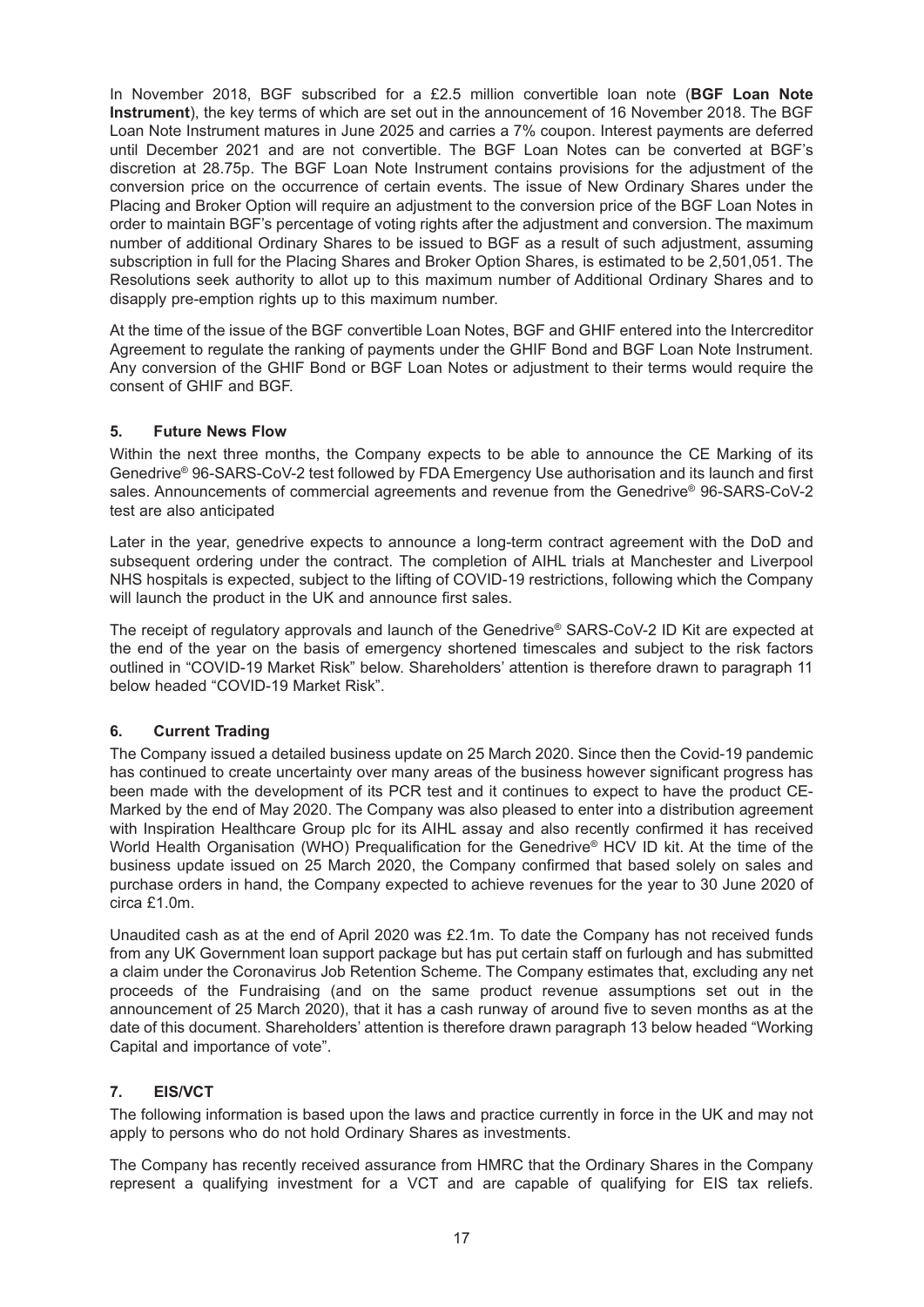In November 2018, BGF subscribed for a £2.5 million convertible loan note (**BGF Loan Note Instrument**), the key terms of which are set out in the announcement of 16 November 2018. The BGF Loan Note Instrument matures in June 2025 and carries a 7% coupon. Interest payments are deferred until December 2021 and are not convertible. The BGF Loan Notes can be converted at BGF's discretion at 28.75p. The BGF Loan Note Instrument contains provisions for the adjustment of the conversion price on the occurrence of certain events. The issue of New Ordinary Shares under the Placing and Broker Option will require an adjustment to the conversion price of the BGF Loan Notes in order to maintain BGF's percentage of voting rights after the adjustment and conversion. The maximum number of additional Ordinary Shares to be issued to BGF as a result of such adjustment, assuming subscription in full for the Placing Shares and Broker Option Shares, is estimated to be 2,501,051. The Resolutions seek authority to allot up to this maximum number of Additional Ordinary Shares and to disapply pre-emption rights up to this maximum number.

At the time of the issue of the BGF convertible Loan Notes, BGF and GHIF entered into the Intercreditor Agreement to regulate the ranking of payments under the GHIF Bond and BGF Loan Note Instrument. Any conversion of the GHIF Bond or BGF Loan Notes or adjustment to their terms would require the consent of GHIF and BGF.

## 5. Future News Flow

Within the next three months, the Company expects to be able to announce the CE Marking of its Genedrive® 96-SARS-CoV-2 test followed by FDA Emergency Use authorisation and its launch and first sales. Announcements of commercial agreements and revenue from the Genedrive® 96-SARS-CoV-2 test are also anticipated

Later in the year, genedrive expects to announce a long-term contract agreement with the DoD and subsequent ordering under the contract. The completion of AIHL trials at Manchester and Liverpool NHS hospitals is expected, subject to the lifting of COVID-19 restrictions, following which the Company will launch the product in the UK and announce first sales.

The receipt of regulatory approvals and launch of the Genedrive® SARS-CoV-2 ID Kit are expected at the end of the year on the basis of emergency shortened timescales and subject to the risk factors outlined in "COVID-19 Market Risk" below. Shareholders' attention is therefore drawn to paragraph 11 below headed "COVID-19 Market Risk".

## 6. Current Trading

The Company issued a detailed business update on 25 March 2020. Since then the Covid-19 pandemic has continued to create uncertainty over many areas of the business however significant progress has been made with the development of its PCR test and it continues to expect to have the product CE-Marked by the end of May 2020. The Company was also pleased to enter into a distribution agreement with Inspiration Healthcare Group plc for its AIHL assay and also recently confirmed it has received World Health Organisation (WHO) Prequalification for the Genedrive® HCV ID kit. At the time of the business update issued on 25 March 2020, the Company confirmed that based solely on sales and purchase orders in hand, the Company expected to achieve revenues for the year to 30 June 2020 of circa £1.0m.

Unaudited cash as at the end of April 2020 was £2.1m. To date the Company has not received funds from any UK Government loan support package but has put certain staff on furlough and has submitted a claim under the Coronavirus Job Retention Scheme. The Company estimates that, excluding any net proceeds of the Fundraising (and on the same product revenue assumptions set out in the announcement of 25 March 2020), that it has a cash runway of around five to seven months as at the date of this document. Shareholders' attention is therefore drawn paragraph 13 below headed "Working Capital and importance of vote".

## 7. EIS/VCT

The following information is based upon the laws and practice currently in force in the UK and may not apply to persons who do not hold Ordinary Shares as investments.

The Company has recently received assurance from HMRC that the Ordinary Shares in the Company represent a qualifying investment for a VCT and are capable of qualifying for EIS tax reliefs.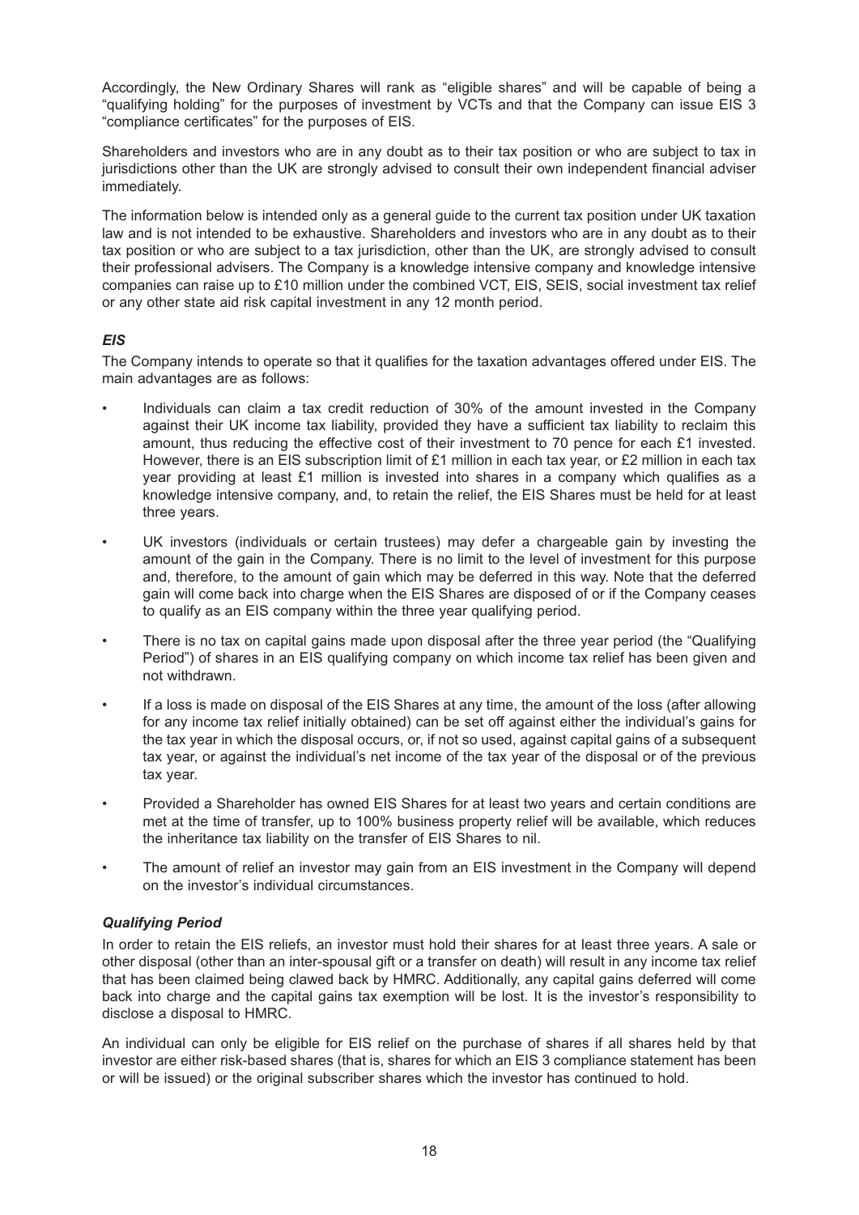Accordingly, the New Ordinary Shares will rank as "eligible shares" and will be capable of being a "qualifying holding" for the purposes of investment by VCTs and that the Company can issue EIS 3 "compliance certificates" for the purposes of EIS.

Shareholders and investors who are in any doubt as to their tax position or who are subject to tax in jurisdictions other than the UK are strongly advised to consult their own independent financial adviser immediately.

The information below is intended only as a general guide to the current tax position under UK taxation law and is not intended to be exhaustive. Shareholders and investors who are in any doubt as to their tax position or who are subject to a tax jurisdiction, other than the UK, are strongly advised to consult their professional advisers. The Company is a knowledge intensive company and knowledge intensive companies can raise up to £10 million under the combined VCT, EIS, SEIS, social investment tax relief or any other state aid risk capital investment in any 12 month period.

### *EIS*

The Company intends to operate so that it qualifies for the taxation advantages offered under EIS. The main advantages are as follows:

- Individuals can claim a tax credit reduction of 30% of the amount invested in the Company against their UK income tax liability, provided they have a sufficient tax liability to reclaim this amount, thus reducing the effective cost of their investment to 70 pence for each £1 invested. However, there is an EIS subscription limit of £1 million in each tax year, or £2 million in each tax year providing at least £1 million is invested into shares in a company which qualifies as a knowledge intensive company, and, to retain the relief, the EIS Shares must be held for at least three years.
- UK investors (individuals or certain trustees) may defer a chargeable gain by investing the amount of the gain in the Company. There is no limit to the level of investment for this purpose and, therefore, to the amount of gain which may be deferred in this way. Note that the deferred gain will come back into charge when the EIS Shares are disposed of or if the Company ceases to qualify as an EIS company within the three year qualifying period.
- There is no tax on capital gains made upon disposal after the three year period (the "Qualifying Period") of shares in an EIS qualifying company on which income tax relief has been given and not withdrawn.
- If a loss is made on disposal of the EIS Shares at any time, the amount of the loss (after allowing for any income tax relief initially obtained) can be set off against either the individual's gains for the tax year in which the disposal occurs, or, if not so used, against capital gains of a subsequent tax year, or against the individual's net income of the tax year of the disposal or of the previous tax year.
- Provided a Shareholder has owned EIS Shares for at least two years and certain conditions are met at the time of transfer, up to 100% business property relief will be available, which reduces the inheritance tax liability on the transfer of EIS Shares to nil.
- The amount of relief an investor may gain from an EIS investment in the Company will depend on the investor's individual circumstances.

### *Qualifying Period*

In order to retain the EIS reliefs, an investor must hold their shares for at least three years. A sale or other disposal (other than an inter-spousal gift or a transfer on death) will result in any income tax relief that has been claimed being clawed back by HMRC. Additionally, any capital gains deferred will come back into charge and the capital gains tax exemption will be lost. It is the investor's responsibility to disclose a disposal to HMRC.

An individual can only be eligible for EIS relief on the purchase of shares if all shares held by that investor are either risk-based shares (that is, shares for which an EIS 3 compliance statement has been or will be issued) or the original subscriber shares which the investor has continued to hold.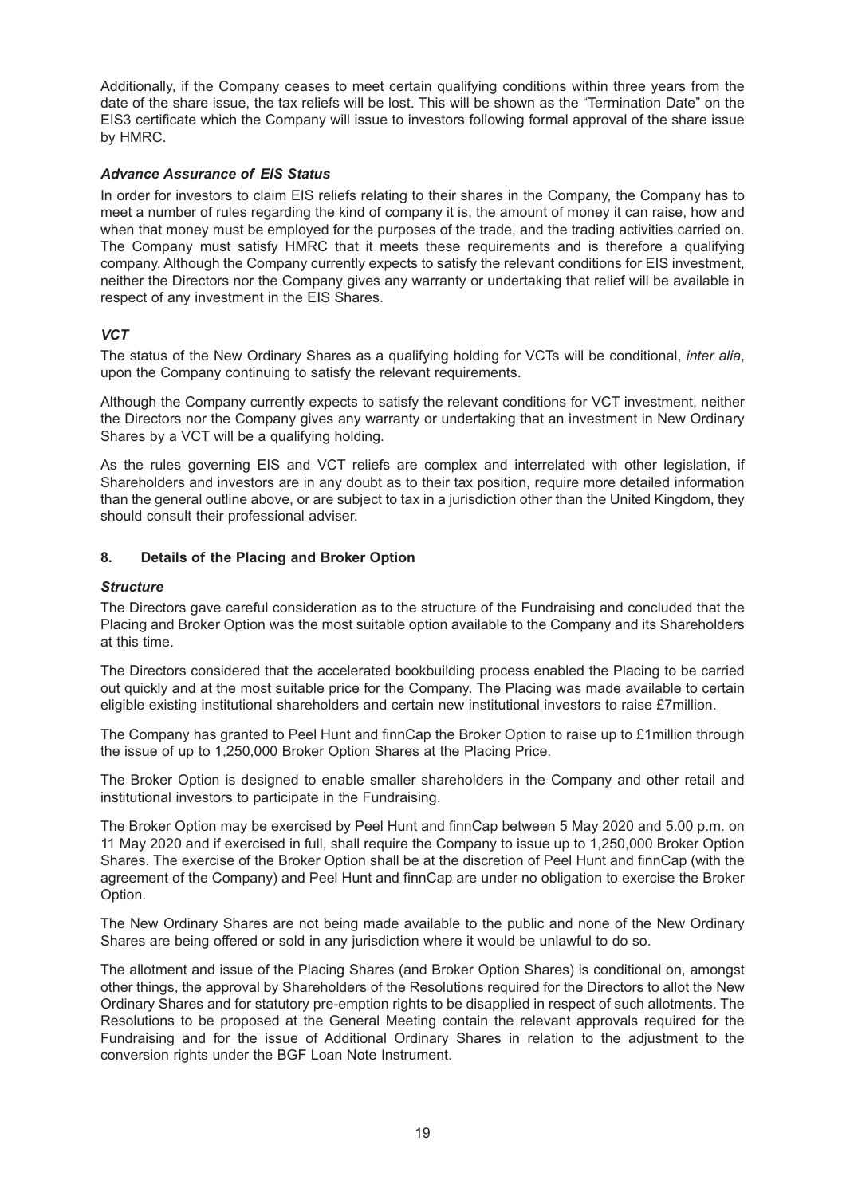Additionally, if the Company ceases to meet certain qualifying conditions within three years from the date of the share issue, the tax reliefs will be lost. This will be shown as the "Termination Date" on the EIS3 certificate which the Company will issue to investors following formal approval of the share issue by HMRC.

### *Advance Assurance of EIS Status*

In order for investors to claim EIS reliefs relating to their shares in the Company, the Company has to meet a number of rules regarding the kind of company it is, the amount of money it can raise, how and when that money must be employed for the purposes of the trade, and the trading activities carried on. The Company must satisfy HMRC that it meets these requirements and is therefore a qualifying company. Although the Company currently expects to satisfy the relevant conditions for EIS investment, neither the Directors nor the Company gives any warranty or undertaking that relief will be available in respect of any investment in the EIS Shares.

### *VCT*

The status of the New Ordinary Shares as a qualifying holding for VCTs will be conditional, *inter alia*, upon the Company continuing to satisfy the relevant requirements.

Although the Company currently expects to satisfy the relevant conditions for VCT investment, neither the Directors nor the Company gives any warranty or undertaking that an investment in New Ordinary Shares by a VCT will be a qualifying holding.

As the rules governing EIS and VCT reliefs are complex and interrelated with other legislation, if Shareholders and investors are in any doubt as to their tax position, require more detailed information than the general outline above, or are subject to tax in a jurisdiction other than the United Kingdom, they should consult their professional adviser.

## 8. Details of the Placing and Broker Option

### *Structure*

The Directors gave careful consideration as to the structure of the Fundraising and concluded that the Placing and Broker Option was the most suitable option available to the Company and its Shareholders at this time.

The Directors considered that the accelerated bookbuilding process enabled the Placing to be carried out quickly and at the most suitable price for the Company. The Placing was made available to certain eligible existing institutional shareholders and certain new institutional investors to raise £7million.

The Company has granted to Peel Hunt and finnCap the Broker Option to raise up to £1million through the issue of up to 1,250,000 Broker Option Shares at the Placing Price.

The Broker Option is designed to enable smaller shareholders in the Company and other retail and institutional investors to participate in the Fundraising.

The Broker Option may be exercised by Peel Hunt and finnCap between 5 May 2020 and 5.00 p.m. on 11 May 2020 and if exercised in full, shall require the Company to issue up to 1,250,000 Broker Option Shares. The exercise of the Broker Option shall be at the discretion of Peel Hunt and finnCap (with the agreement of the Company) and Peel Hunt and finnCap are under no obligation to exercise the Broker Option.

The New Ordinary Shares are not being made available to the public and none of the New Ordinary Shares are being offered or sold in any jurisdiction where it would be unlawful to do so.

The allotment and issue of the Placing Shares (and Broker Option Shares) is conditional on, amongst other things, the approval by Shareholders of the Resolutions required for the Directors to allot the New Ordinary Shares and for statutory pre-emption rights to be disapplied in respect of such allotments. The Resolutions to be proposed at the General Meeting contain the relevant approvals required for the Fundraising and for the issue of Additional Ordinary Shares in relation to the adjustment to the conversion rights under the BGF Loan Note Instrument.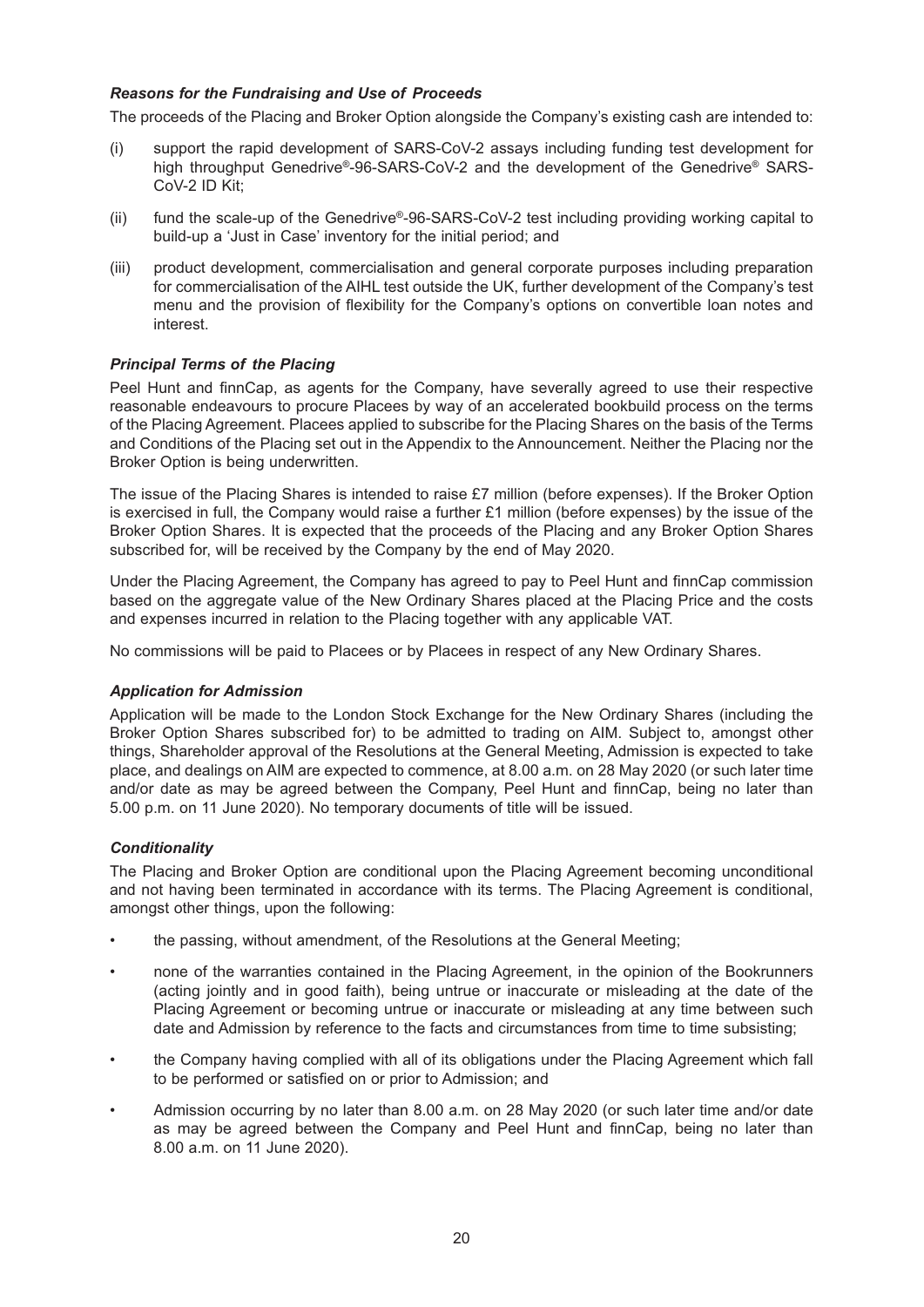### *Reasons for the Fundraising and Use of Proceeds*

The proceeds of the Placing and Broker Option alongside the Company's existing cash are intended to:

(i) support the rapid development of SARS-CoV-2 assays including funding test development for high throughput Genedrive®-96-SARS-CoV-2 and the development of the Genedrive® SARS-CoV-2 ID Kit;

(ii) fund the scale-up of the Genedrive®-96-SARS-CoV-2 test including providing working capital to build-up a 'Just in Case' inventory for the initial period; and

(iii) product development, commercialisation and general corporate purposes including preparation for commercialisation of the AIHL test outside the UK, further development of the Company's test menu and the provision of flexibility for the Company's options on convertible loan notes and interest.

### *Principal Terms of the Placing*

Peel Hunt and finnCap, as agents for the Company, have severally agreed to use their respective reasonable endeavours to procure Placees by way of an accelerated bookbuild process on the terms of the Placing Agreement. Placees applied to subscribe for the Placing Shares on the basis of the Terms and Conditions of the Placing set out in the Appendix to the Announcement. Neither the Placing nor the Broker Option is being underwritten.

The issue of the Placing Shares is intended to raise £7 million (before expenses). If the Broker Option is exercised in full, the Company would raise a further £1 million (before expenses) by the issue of the Broker Option Shares. It is expected that the proceeds of the Placing and any Broker Option Shares subscribed for, will be received by the Company by the end of May 2020.

Under the Placing Agreement, the Company has agreed to pay to Peel Hunt and finnCap commission based on the aggregate value of the New Ordinary Shares placed at the Placing Price and the costs and expenses incurred in relation to the Placing together with any applicable VAT.

No commissions will be paid to Placees or by Placees in respect of any New Ordinary Shares.

### *Application for Admission*

Application will be made to the London Stock Exchange for the New Ordinary Shares (including the Broker Option Shares subscribed for) to be admitted to trading on AIM. Subject to, amongst other things, Shareholder approval of the Resolutions at the General Meeting, Admission is expected to take place, and dealings on AIM are expected to commence, at 8.00 a.m. on 28 May 2020 (or such later time and/or date as may be agreed between the Company, Peel Hunt and finnCap, being no later than 5.00 p.m. on 11 June 2020). No temporary documents of title will be issued.

### *Conditionality*

The Placing and Broker Option are conditional upon the Placing Agreement becoming unconditional and not having been terminated in accordance with its terms. The Placing Agreement is conditional, amongst other things, upon the following:

- the passing, without amendment, of the Resolutions at the General Meeting;
- none of the warranties contained in the Placing Agreement, in the opinion of the Bookrunners (acting jointly and in good faith), being untrue or inaccurate or misleading at the date of the Placing Agreement or becoming untrue or inaccurate or misleading at any time between such date and Admission by reference to the facts and circumstances from time to time subsisting;
- the Company having complied with all of its obligations under the Placing Agreement which fall to be performed or satisfied on or prior to Admission; and
- Admission occurring by no later than 8.00 a.m. on 28 May 2020 (or such later time and/or date as may be agreed between the Company and Peel Hunt and finnCap, being no later than 8.00 a.m. on 11 June 2020).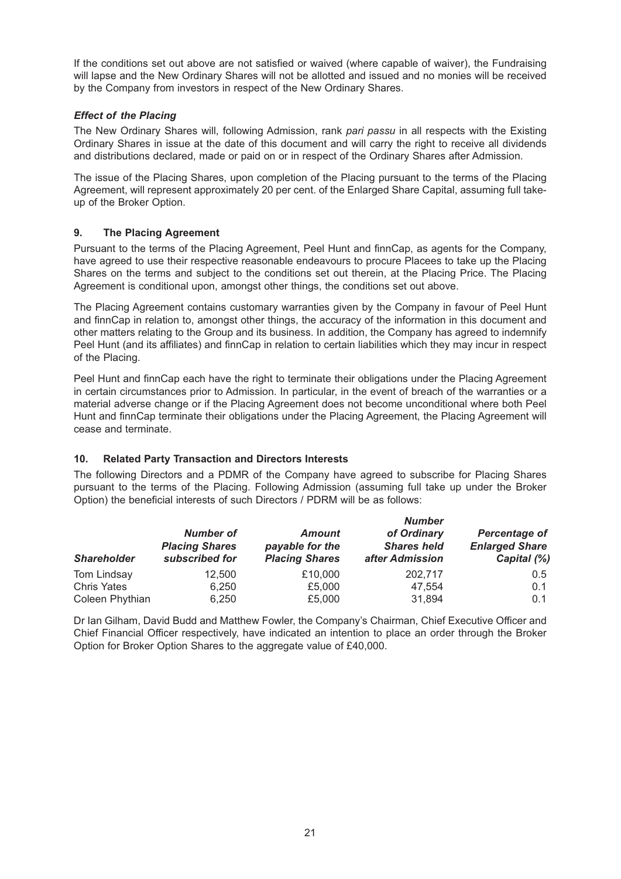If the conditions set out above are not satisfied or waived (where capable of waiver), the Fundraising will lapse and the New Ordinary Shares will not be allotted and issued and no monies will be received by the Company from investors in respect of the New Ordinary Shares.

### *Effect of the Placing*

The New Ordinary Shares will, following Admission, rank *pari passu* in all respects with the Existing Ordinary Shares in issue at the date of this document and will carry the right to receive all dividends and distributions declared, made or paid on or in respect of the Ordinary Shares after Admission.

The issue of the Placing Shares, upon completion of the Placing pursuant to the terms of the Placing Agreement, will represent approximately 20 per cent. of the Enlarged Share Capital, assuming full take-up of the Broker Option.

## 9. The Placing Agreement

Pursuant to the terms of the Placing Agreement, Peel Hunt and finnCap, as agents for the Company, have agreed to use their respective reasonable endeavours to procure Placees to take up the Placing Shares on the terms and subject to the conditions set out therein, at the Placing Price. The Placing Agreement is conditional upon, amongst other things, the conditions set out above.

The Placing Agreement contains customary warranties given by the Company in favour of Peel Hunt and finnCap in relation to, amongst other things, the accuracy of the information in this document and other matters relating to the Group and its business. In addition, the Company has agreed to indemnify Peel Hunt (and its affiliates) and finnCap in relation to certain liabilities which they may incur in respect of the Placing.

Peel Hunt and finnCap each have the right to terminate their obligations under the Placing Agreement in certain circumstances prior to Admission. In particular, in the event of breach of the warranties or a material adverse change or if the Placing Agreement does not become unconditional where both Peel Hunt and finnCap terminate their obligations under the Placing Agreement, the Placing Agreement will cease and terminate.

## 10. Related Party Transaction and Directors Interests

The following Directors and a PDMR of the Company have agreed to subscribe for Placing Shares pursuant to the terms of the Placing. Following Admission (assuming full take up under the Broker Option) the beneficial interests of such Directors / PDRM will be as follows:

| *Shareholder* | *Number of Placing Shares subscribed for* | *Amount payable for the Placing Shares* | *Number of Ordinary Shares held after Admission* | *Percentage of Enlarged Share Capital (%)* |
|---|---|---|---|---|
| Tom Lindsay | 12,500 | £10,000 | 202,717 | 0.5 |
| Chris Yates | 6,250 | £5,000 | 47,554 | 0.1 |
| Coleen Phythian | 6,250 | £5,000 | 31,894 | 0.1 |

Dr Ian Gilham, David Budd and Matthew Fowler, the Company's Chairman, Chief Executive Officer and Chief Financial Officer respectively, have indicated an intention to place an order through the Broker Option for Broker Option Shares to the aggregate value of £40,000.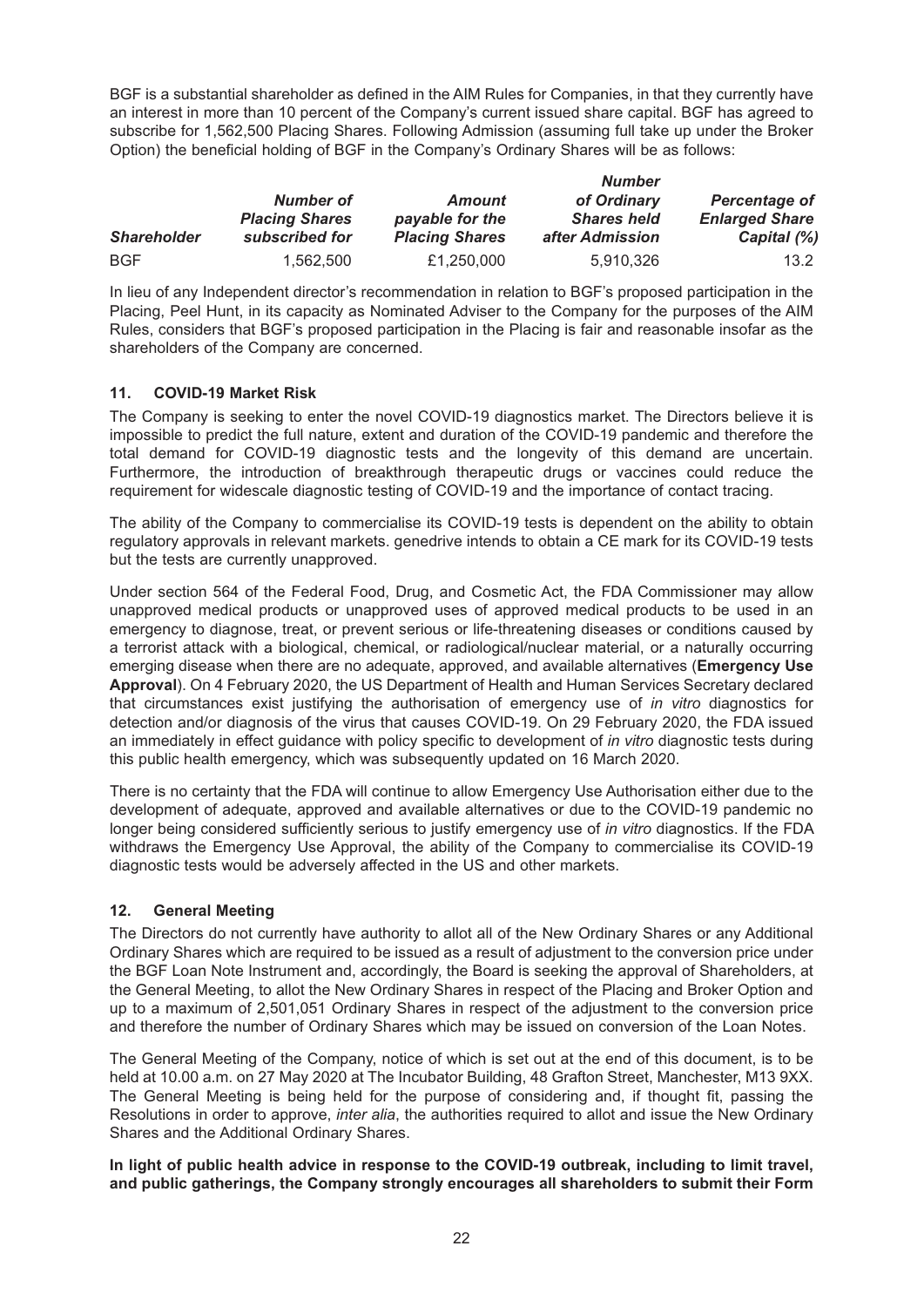BGF is a substantial shareholder as defined in the AIM Rules for Companies, in that they currently have an interest in more than 10 percent of the Company's current issued share capital. BGF has agreed to subscribe for 1,562,500 Placing Shares. Following Admission (assuming full take up under the Broker Option) the beneficial holding of BGF in the Company's Ordinary Shares will be as follows:

| *Shareholder* | *Number of Placing Shares subscribed for* | *Amount payable for the Placing Shares* | *Number of Ordinary Shares held after Admission* | *Percentage of Enlarged Share Capital (%)* |
|---|---|---|---|---|
| BGF | 1,562,500 | £1,250,000 | 5,910,326 | 13.2 |

In lieu of any Independent director's recommendation in relation to BGF's proposed participation in the Placing, Peel Hunt, in its capacity as Nominated Adviser to the Company for the purposes of the AIM Rules, considers that BGF's proposed participation in the Placing is fair and reasonable insofar as the shareholders of the Company are concerned.

## 11. COVID-19 Market Risk

The Company is seeking to enter the novel COVID-19 diagnostics market. The Directors believe it is impossible to predict the full nature, extent and duration of the COVID-19 pandemic and therefore the total demand for COVID-19 diagnostic tests and the longevity of this demand are uncertain. Furthermore, the introduction of breakthrough therapeutic drugs or vaccines could reduce the requirement for widescale diagnostic testing of COVID-19 and the importance of contact tracing.

The ability of the Company to commercialise its COVID-19 tests is dependent on the ability to obtain regulatory approvals in relevant markets. genedrive intends to obtain a CE mark for its COVID-19 tests but the tests are currently unapproved.

Under section 564 of the Federal Food, Drug, and Cosmetic Act, the FDA Commissioner may allow unapproved medical products or unapproved uses of approved medical products to be used in an emergency to diagnose, treat, or prevent serious or life-threatening diseases or conditions caused by a terrorist attack with a biological, chemical, or radiological/nuclear material, or a naturally occurring emerging disease when there are no adequate, approved, and available alternatives (**Emergency Use Approval**). On 4 February 2020, the US Department of Health and Human Services Secretary declared that circumstances exist justifying the authorisation of emergency use of *in vitro* diagnostics for detection and/or diagnosis of the virus that causes COVID-19. On 29 February 2020, the FDA issued an immediately in effect guidance with policy specific to development of *in vitro* diagnostic tests during this public health emergency, which was subsequently updated on 16 March 2020.

There is no certainty that the FDA will continue to allow Emergency Use Authorisation either due to the development of adequate, approved and available alternatives or due to the COVID-19 pandemic no longer being considered sufficiently serious to justify emergency use of *in vitro* diagnostics. If the FDA withdraws the Emergency Use Approval, the ability of the Company to commercialise its COVID-19 diagnostic tests would be adversely affected in the US and other markets.

## 12. General Meeting

The Directors do not currently have authority to allot all of the New Ordinary Shares or any Additional Ordinary Shares which are required to be issued as a result of adjustment to the conversion price under the BGF Loan Note Instrument and, accordingly, the Board is seeking the approval of Shareholders, at the General Meeting, to allot the New Ordinary Shares in respect of the Placing and Broker Option and up to a maximum of 2,501,051 Ordinary Shares in respect of the adjustment to the conversion price and therefore the number of Ordinary Shares which may be issued on conversion of the Loan Notes.

The General Meeting of the Company, notice of which is set out at the end of this document, is to be held at 10.00 a.m. on 27 May 2020 at The Incubator Building, 48 Grafton Street, Manchester, M13 9XX. The General Meeting is being held for the purpose of considering and, if thought fit, passing the Resolutions in order to approve, *inter alia*, the authorities required to allot and issue the New Ordinary Shares and the Additional Ordinary Shares.

**In light of public health advice in response to the COVID-19 outbreak, including to limit travel, and public gatherings, the Company strongly encourages all shareholders to submit their Form**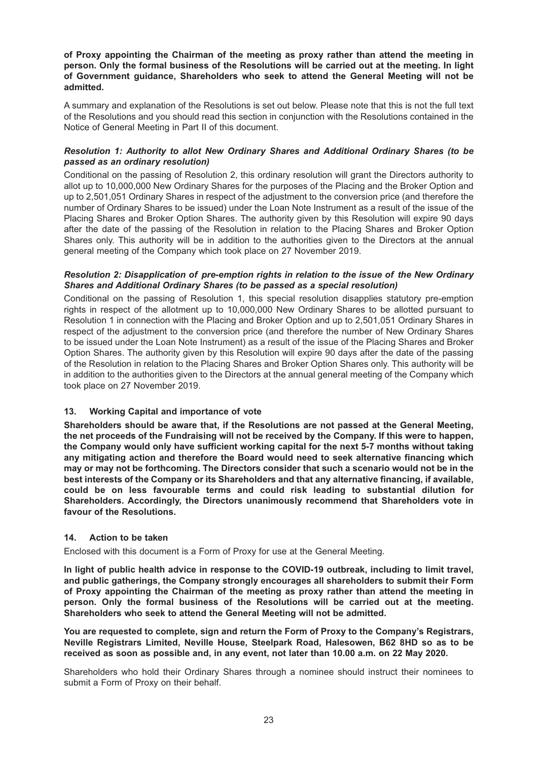**of Proxy appointing the Chairman of the meeting as proxy rather than attend the meeting in person. Only the formal business of the Resolutions will be carried out at the meeting. In light of Government guidance, Shareholders who seek to attend the General Meeting will not be admitted.**

A summary and explanation of the Resolutions is set out below. Please note that this is not the full text of the Resolutions and you should read this section in conjunction with the Resolutions contained in the Notice of General Meeting in Part II of this document.

***Resolution 1: Authority to allot New Ordinary Shares and Additional Ordinary Shares (to be passed as an ordinary resolution)***

Conditional on the passing of Resolution 2, this ordinary resolution will grant the Directors authority to allot up to 10,000,000 New Ordinary Shares for the purposes of the Placing and the Broker Option and up to 2,501,051 Ordinary Shares in respect of the adjustment to the conversion price (and therefore the number of Ordinary Shares to be issued) under the Loan Note Instrument as a result of the issue of the Placing Shares and Broker Option Shares. The authority given by this Resolution will expire 90 days after the date of the passing of the Resolution in relation to the Placing Shares and Broker Option Shares only. This authority will be in addition to the authorities given to the Directors at the annual general meeting of the Company which took place on 27 November 2019.

***Resolution 2: Disapplication of pre-emption rights in relation to the issue of the New Ordinary Shares and Additional Ordinary Shares (to be passed as a special resolution)***

Conditional on the passing of Resolution 1, this special resolution disapplies statutory pre-emption rights in respect of the allotment up to 10,000,000 New Ordinary Shares to be allotted pursuant to Resolution 1 in connection with the Placing and Broker Option and up to 2,501,051 Ordinary Shares in respect of the adjustment to the conversion price (and therefore the number of New Ordinary Shares to be issued under the Loan Note Instrument) as a result of the issue of the Placing Shares and Broker Option Shares. The authority given by this Resolution will expire 90 days after the date of the passing of the Resolution in relation to the Placing Shares and Broker Option Shares only. This authority will be in addition to the authorities given to the Directors at the annual general meeting of the Company which took place on 27 November 2019.

## 13. Working Capital and importance of vote

**Shareholders should be aware that, if the Resolutions are not passed at the General Meeting, the net proceeds of the Fundraising will not be received by the Company. If this were to happen, the Company would only have sufficient working capital for the next 5-7 months without taking any mitigating action and therefore the Board would need to seek alternative financing which may or may not be forthcoming. The Directors consider that such a scenario would not be in the best interests of the Company or its Shareholders and that any alternative financing, if available, could be on less favourable terms and could risk leading to substantial dilution for Shareholders. Accordingly, the Directors unanimously recommend that Shareholders vote in favour of the Resolutions.**

## 14. Action to be taken

Enclosed with this document is a Form of Proxy for use at the General Meeting.

**In light of public health advice in response to the COVID-19 outbreak, including to limit travel, and public gatherings, the Company strongly encourages all shareholders to submit their Form of Proxy appointing the Chairman of the meeting as proxy rather than attend the meeting in person. Only the formal business of the Resolutions will be carried out at the meeting. Shareholders who seek to attend the General Meeting will not be admitted.**

**You are requested to complete, sign and return the Form of Proxy to the Company's Registrars, Neville Registrars Limited, Neville House, Steelpark Road, Halesowen, B62 8HD so as to be received as soon as possible and, in any event, not later than 10.00 a.m. on 22 May 2020.**

Shareholders who hold their Ordinary Shares through a nominee should instruct their nominees to submit a Form of Proxy on their behalf.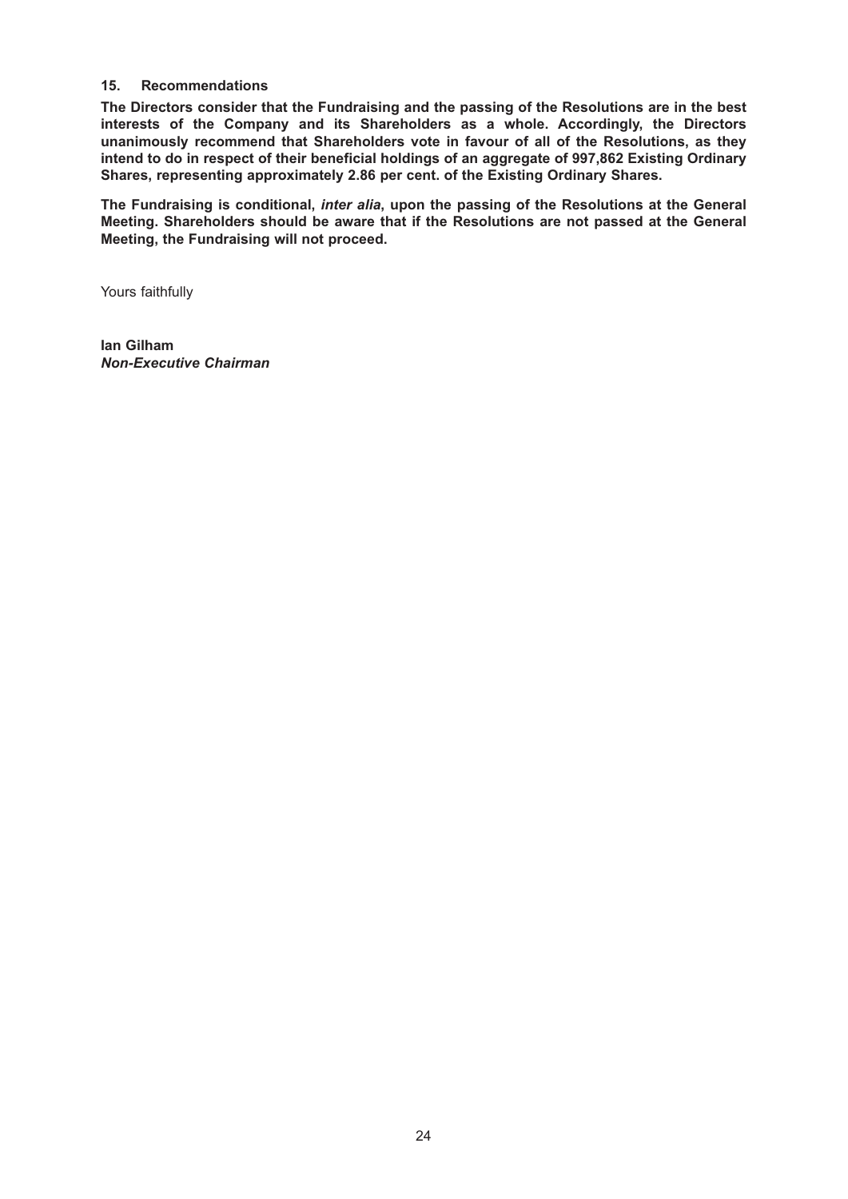### 15. Recommendations

**The Directors consider that the Fundraising and the passing of the Resolutions are in the best interests of the Company and its Shareholders as a whole. Accordingly, the Directors unanimously recommend that Shareholders vote in favour of all of the Resolutions, as they intend to do in respect of their beneficial holdings of an aggregate of 997,862 Existing Ordinary Shares, representing approximately 2.86 per cent. of the Existing Ordinary Shares.**

**The Fundraising is conditional, *inter alia*, upon the passing of the Resolutions at the General Meeting. Shareholders should be aware that if the Resolutions are not passed at the General Meeting, the Fundraising will not proceed.**

Yours faithfully

**Ian Gilham**
***Non-Executive Chairman***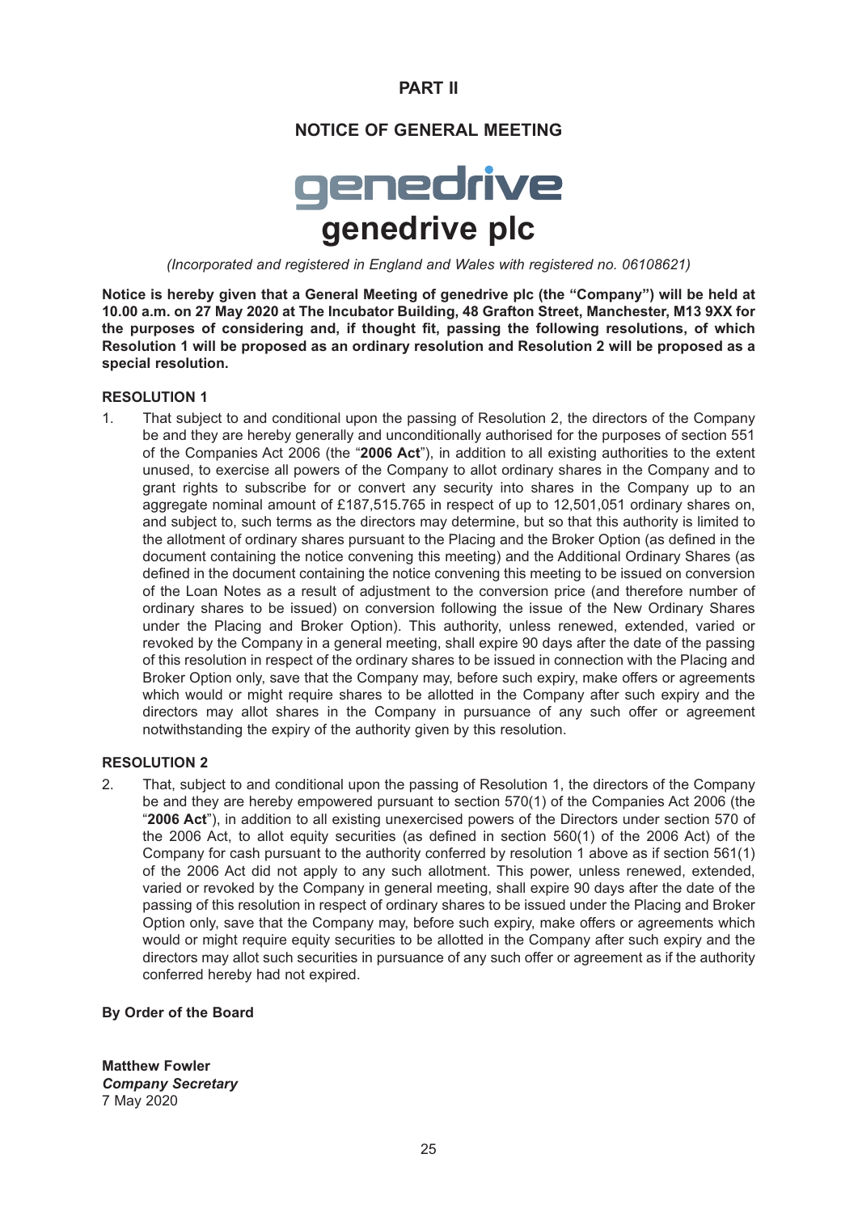# PART II

## NOTICE OF GENERAL MEETING

# genedrive plc

*(Incorporated and registered in England and Wales with registered no. 06108621)*

**Notice is hereby given that a General Meeting of genedrive plc (the "Company") will be held at 10.00 a.m. on 27 May 2020 at The Incubator Building, 48 Grafton Street, Manchester, M13 9XX for the purposes of considering and, if thought fit, passing the following resolutions, of which Resolution 1 will be proposed as an ordinary resolution and Resolution 2 will be proposed as a special resolution.**

### RESOLUTION 1

1. That subject to and conditional upon the passing of Resolution 2, the directors of the Company be and they are hereby generally and unconditionally authorised for the purposes of section 551 of the Companies Act 2006 (the "**2006 Act**"), in addition to all existing authorities to the extent unused, to exercise all powers of the Company to allot ordinary shares in the Company and to grant rights to subscribe for or convert any security into shares in the Company up to an aggregate nominal amount of £187,515.765 in respect of up to 12,501,051 ordinary shares on, and subject to, such terms as the directors may determine, but so that this authority is limited to the allotment of ordinary shares pursuant to the Placing and the Broker Option (as defined in the document containing the notice convening this meeting) and the Additional Ordinary Shares (as defined in the document containing the notice convening this meeting to be issued on conversion of the Loan Notes as a result of adjustment to the conversion price (and therefore number of ordinary shares to be issued) on conversion following the issue of the New Ordinary Shares under the Placing and Broker Option). This authority, unless renewed, extended, varied or revoked by the Company in a general meeting, shall expire 90 days after the date of the passing of this resolution in respect of the ordinary shares to be issued in connection with the Placing and Broker Option only, save that the Company may, before such expiry, make offers or agreements which would or might require shares to be allotted in the Company after such expiry and the directors may allot shares in the Company in pursuance of any such offer or agreement notwithstanding the expiry of the authority given by this resolution.

### RESOLUTION 2

2. That, subject to and conditional upon the passing of Resolution 1, the directors of the Company be and they are hereby empowered pursuant to section 570(1) of the Companies Act 2006 (the "**2006 Act**"), in addition to all existing unexercised powers of the Directors under section 570 of the 2006 Act, to allot equity securities (as defined in section 560(1) of the 2006 Act) of the Company for cash pursuant to the authority conferred by resolution 1 above as if section 561(1) of the 2006 Act did not apply to any such allotment. This power, unless renewed, extended, varied or revoked by the Company in general meeting, shall expire 90 days after the date of the passing of this resolution in respect of ordinary shares to be issued under the Placing and Broker Option only, save that the Company may, before such expiry, make offers or agreements which would or might require equity securities to be allotted in the Company after such expiry and the directors may allot such securities in pursuance of any such offer or agreement as if the authority conferred hereby had not expired.

**By Order of the Board**

**Matthew Fowler**
***Company Secretary***
7 May 2020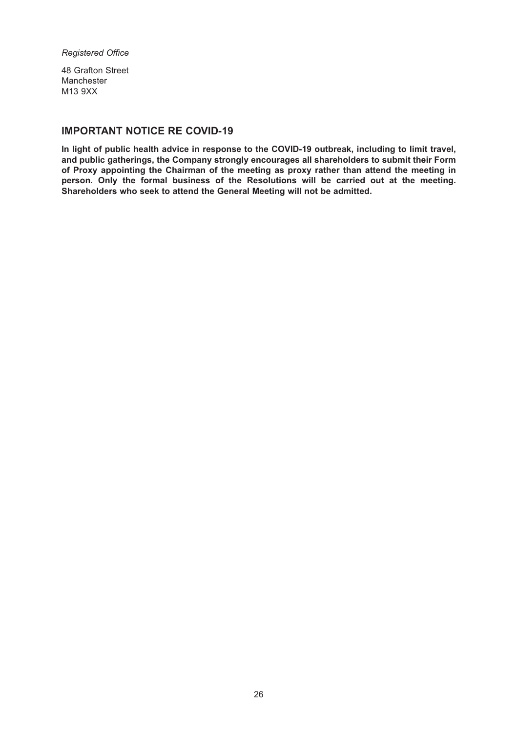*Registered Office*

48 Grafton Street
Manchester
M13 9XX

## IMPORTANT NOTICE RE COVID-19

**In light of public health advice in response to the COVID-19 outbreak, including to limit travel, and public gatherings, the Company strongly encourages all shareholders to submit their Form of Proxy appointing the Chairman of the meeting as proxy rather than attend the meeting in person. Only the formal business of the Resolutions will be carried out at the meeting. Shareholders who seek to attend the General Meeting will not be admitted.**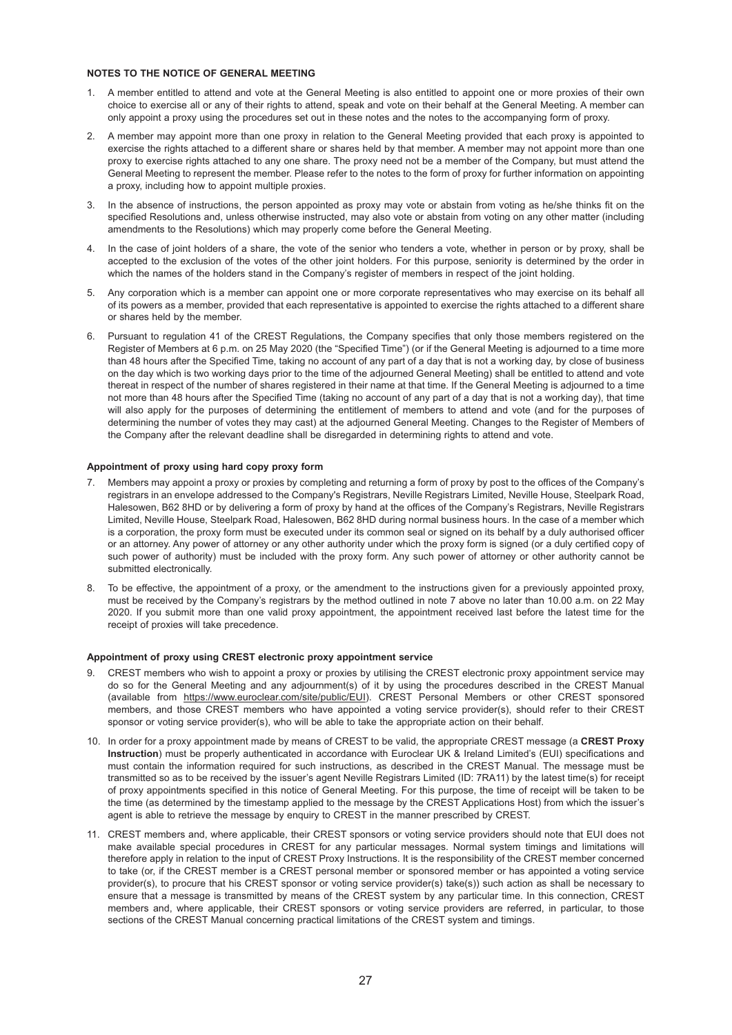**NOTES TO THE NOTICE OF GENERAL MEETING**

1. A member entitled to attend and vote at the General Meeting is also entitled to appoint one or more proxies of their own choice to exercise all or any of their rights to attend, speak and vote on their behalf at the General Meeting. A member can only appoint a proxy using the procedures set out in these notes and the notes to the accompanying form of proxy.

2. A member may appoint more than one proxy in relation to the General Meeting provided that each proxy is appointed to exercise the rights attached to a different share or shares held by that member. A member may not appoint more than one proxy to exercise rights attached to any one share. The proxy need not be a member of the Company, but must attend the General Meeting to represent the member. Please refer to the notes to the form of proxy for further information on appointing a proxy, including how to appoint multiple proxies.

3. In the absence of instructions, the person appointed as proxy may vote or abstain from voting as he/she thinks fit on the specified Resolutions and, unless otherwise instructed, may also vote or abstain from voting on any other matter (including amendments to the Resolutions) which may properly come before the General Meeting.

4. In the case of joint holders of a share, the vote of the senior who tenders a vote, whether in person or by proxy, shall be accepted to the exclusion of the votes of the other joint holders. For this purpose, seniority is determined by the order in which the names of the holders stand in the Company's register of members in respect of the joint holding.

5. Any corporation which is a member can appoint one or more corporate representatives who may exercise on its behalf all of its powers as a member, provided that each representative is appointed to exercise the rights attached to a different share or shares held by the member.

6. Pursuant to regulation 41 of the CREST Regulations, the Company specifies that only those members registered on the Register of Members at 6 p.m. on 25 May 2020 (the "Specified Time") (or if the General Meeting is adjourned to a time more than 48 hours after the Specified Time, taking no account of any part of a day that is not a working day, by close of business on the day which is two working days prior to the time of the adjourned General Meeting) shall be entitled to attend and vote thereat in respect of the number of shares registered in their name at that time. If the General Meeting is adjourned to a time not more than 48 hours after the Specified Time (taking no account of any part of a day that is not a working day), that time will also apply for the purposes of determining the entitlement of members to attend and vote (and for the purposes of determining the number of votes they may cast) at the adjourned General Meeting. Changes to the Register of Members of the Company after the relevant deadline shall be disregarded in determining rights to attend and vote.

**Appointment of proxy using hard copy proxy form**

7. Members may appoint a proxy or proxies by completing and returning a form of proxy by post to the offices of the Company's registrars in an envelope addressed to the Company's Registrars, Neville Registrars Limited, Neville House, Steelpark Road, Halesowen, B62 8HD or by delivering a form of proxy by hand at the offices of the Company's Registrars, Neville Registrars Limited, Neville House, Steelpark Road, Halesowen, B62 8HD during normal business hours. In the case of a member which is a corporation, the proxy form must be executed under its common seal or signed on its behalf by a duly authorised officer or an attorney. Any power of attorney or any other authority under which the proxy form is signed (or a duly certified copy of such power of authority) must be included with the proxy form. Any such power of attorney or other authority cannot be submitted electronically.

8. To be effective, the appointment of a proxy, or the amendment to the instructions given for a previously appointed proxy, must be received by the Company's registrars by the method outlined in note 7 above no later than 10.00 a.m. on 22 May 2020. If you submit more than one valid proxy appointment, the appointment received last before the latest time for the receipt of proxies will take precedence.

**Appointment of proxy using CREST electronic proxy appointment service**

9. CREST members who wish to appoint a proxy or proxies by utilising the CREST electronic proxy appointment service may do so for the General Meeting and any adjournment(s) of it by using the procedures described in the CREST Manual (available from https://www.euroclear.com/site/public/EUI). CREST Personal Members or other CREST sponsored members, and those CREST members who have appointed a voting service provider(s), should refer to their CREST sponsor or voting service provider(s), who will be able to take the appropriate action on their behalf.

10. In order for a proxy appointment made by means of CREST to be valid, the appropriate CREST message (a **CREST Proxy Instruction**) must be properly authenticated in accordance with Euroclear UK & Ireland Limited's (EUI) specifications and must contain the information required for such instructions, as described in the CREST Manual. The message must be transmitted so as to be received by the issuer's agent Neville Registrars Limited (ID: 7RA11) by the latest time(s) for receipt of proxy appointments specified in this notice of General Meeting. For this purpose, the time of receipt will be taken to be the time (as determined by the timestamp applied to the message by the CREST Applications Host) from which the issuer's agent is able to retrieve the message by enquiry to CREST in the manner prescribed by CREST.

11. CREST members and, where applicable, their CREST sponsors or voting service providers should note that EUI does not make available special procedures in CREST for any particular messages. Normal system timings and limitations will therefore apply in relation to the input of CREST Proxy Instructions. It is the responsibility of the CREST member concerned to take (or, if the CREST member is a CREST personal member or sponsored member or has appointed a voting service provider(s), to procure that his CREST sponsor or voting service provider(s) take(s)) such action as shall be necessary to ensure that a message is transmitted by means of the CREST system by any particular time. In this connection, CREST members and, where applicable, their CREST sponsors or voting service providers are referred, in particular, to those sections of the CREST Manual concerning practical limitations of the CREST system and timings.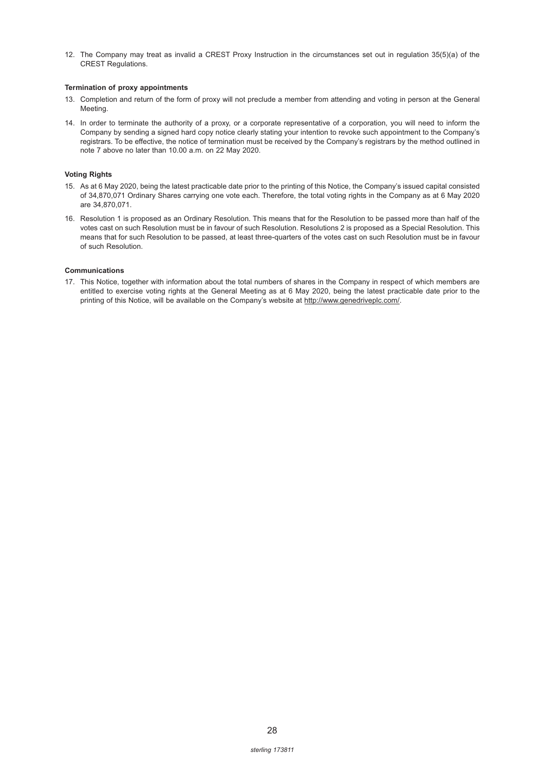12. The Company may treat as invalid a CREST Proxy Instruction in the circumstances set out in regulation 35(5)(a) of the CREST Regulations.

**Termination of proxy appointments**

13. Completion and return of the form of proxy will not preclude a member from attending and voting in person at the General Meeting.

14. In order to terminate the authority of a proxy, or a corporate representative of a corporation, you will need to inform the Company by sending a signed hard copy notice clearly stating your intention to revoke such appointment to the Company's registrars. To be effective, the notice of termination must be received by the Company's registrars by the method outlined in note 7 above no later than 10.00 a.m. on 22 May 2020.

**Voting Rights**

15. As at 6 May 2020, being the latest practicable date prior to the printing of this Notice, the Company's issued capital consisted of 34,870,071 Ordinary Shares carrying one vote each. Therefore, the total voting rights in the Company as at 6 May 2020 are 34,870,071.

16. Resolution 1 is proposed as an Ordinary Resolution. This means that for the Resolution to be passed more than half of the votes cast on such Resolution must be in favour of such Resolution. Resolutions 2 is proposed as a Special Resolution. This means that for such Resolution to be passed, at least three-quarters of the votes cast on such Resolution must be in favour of such Resolution.

**Communications**

17. This Notice, together with information about the total numbers of shares in the Company in respect of which members are entitled to exercise voting rights at the General Meeting as at 6 May 2020, being the latest practicable date prior to the printing of this Notice, will be available on the Company's website at http://www.genedriveplc.com/.

*sterling 173811*